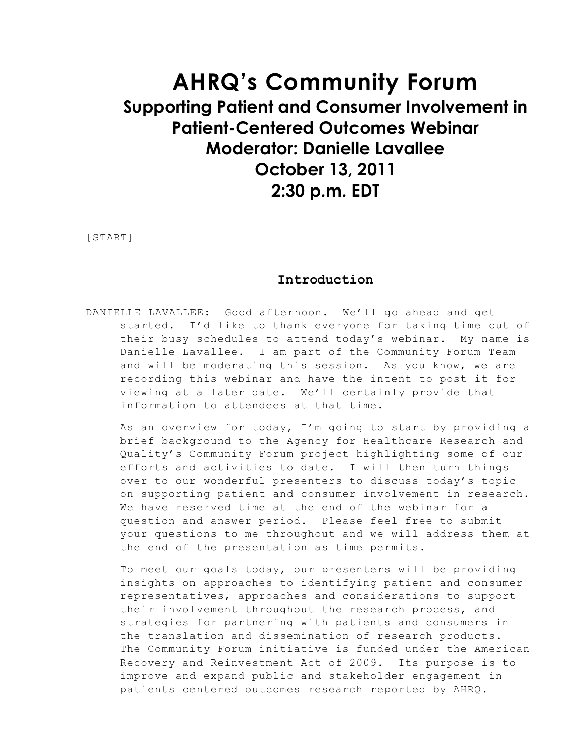# AHRQ's Community Forum

## Supporting Patient and Consumer Involvement in Patient-Centered Outcomes Webinar

## Moderator: Danielle Lavallee

## October 13, 2011

## 2:30 p.m. EDT

[START]

### Introduction

DANIELLE LAVALLEE: Good afternoon. We'll go ahead and get started. I'd like to thank everyone for taking time out of their busy schedules to attend today's webinar. My name is Danielle Lavallee. I am part of the Community Forum Team and will be moderating this session. As you know, we are recording this webinar and have the intent to post it for viewing at a later date. We'll certainly provide that information to attendees at that time.

As an overview for today, I'm going to start by providing a brief background to the Agency for Healthcare Research and Quality's Community Forum project highlighting some of our efforts and activities to date. I will then turn things over to our wonderful presenters to discuss today's topic on supporting patient and consumer involvement in research. We have reserved time at the end of the webinar for a question and answer period. Please feel free to submit your questions to me throughout and we will address them at the end of the presentation as time permits.

To meet our goals today, our presenters will be providing insights on approaches to identifying patient and consumer representatives, approaches and considerations to support their involvement throughout the research process, and strategies for partnering with patients and consumers in the translation and dissemination of research products. The Community Forum initiative is funded under the American Recovery and Reinvestment Act of 2009. Its purpose is to improve and expand public and stakeholder engagement in patients centered outcomes research reported by AHRQ.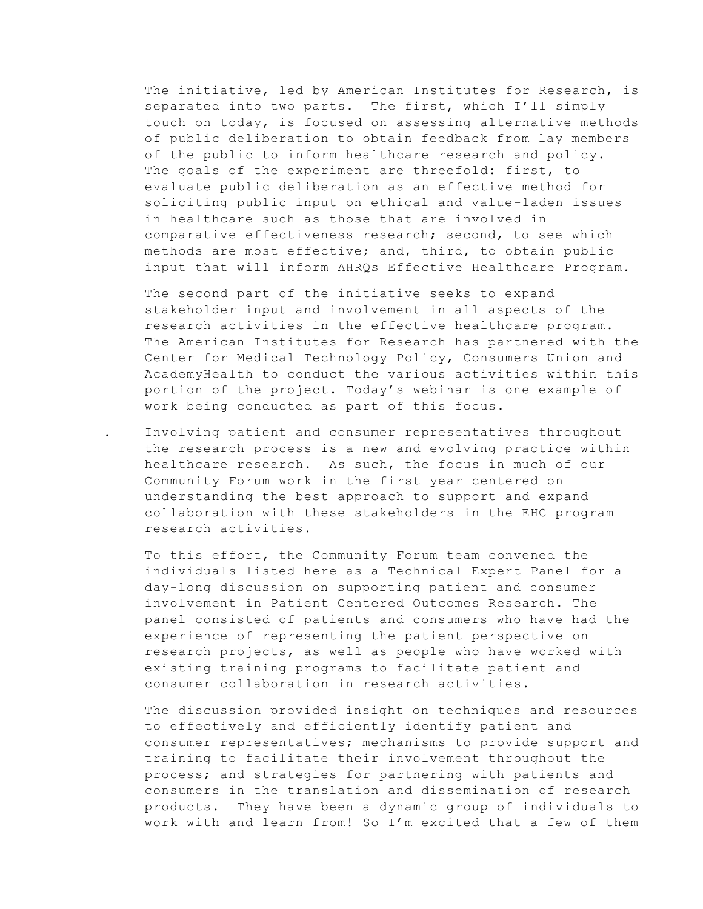The initiative, led by American Institutes for Research, is separated into two parts. The first, which I'll simply touch on today, is focused on assessing alternative methods of public deliberation to obtain feedback from lay members of the public to inform healthcare research and policy. The goals of the experiment are threefold: first, to evaluate public deliberation as an effective method for soliciting public input on ethical and value-laden issues in healthcare such as those that are involved in comparative effectiveness research; second, to see which methods are most effective; and, third, to obtain public input that will inform AHRQs Effective Healthcare Program.

The second part of the initiative seeks to expand stakeholder input and involvement in all aspects of the research activities in the effective healthcare program. The American Institutes for Research has partnered with the Center for Medical Technology Policy, Consumers Union and AcademyHealth to conduct the various activities within this portion of the project. Today's webinar is one example of work being conducted as part of this focus.

. Involving patient and consumer representatives throughout the research process is a new and evolving practice within healthcare research. As such, the focus in much of our Community Forum work in the first year centered on understanding the best approach to support and expand collaboration with these stakeholders in the EHC program research activities.

To this effort, the Community Forum team convened the individuals listed here as a Technical Expert Panel for a day-long discussion on supporting patient and consumer involvement in Patient Centered Outcomes Research. The panel consisted of patients and consumers who have had the experience of representing the patient perspective on research projects, as well as people who have worked with existing training programs to facilitate patient and consumer collaboration in research activities.

The discussion provided insight on techniques and resources to effectively and efficiently identify patient and consumer representatives; mechanisms to provide support and training to facilitate their involvement throughout the process; and strategies for partnering with patients and consumers in the translation and dissemination of research products. They have been a dynamic group of individuals to work with and learn from! So I'm excited that a few of them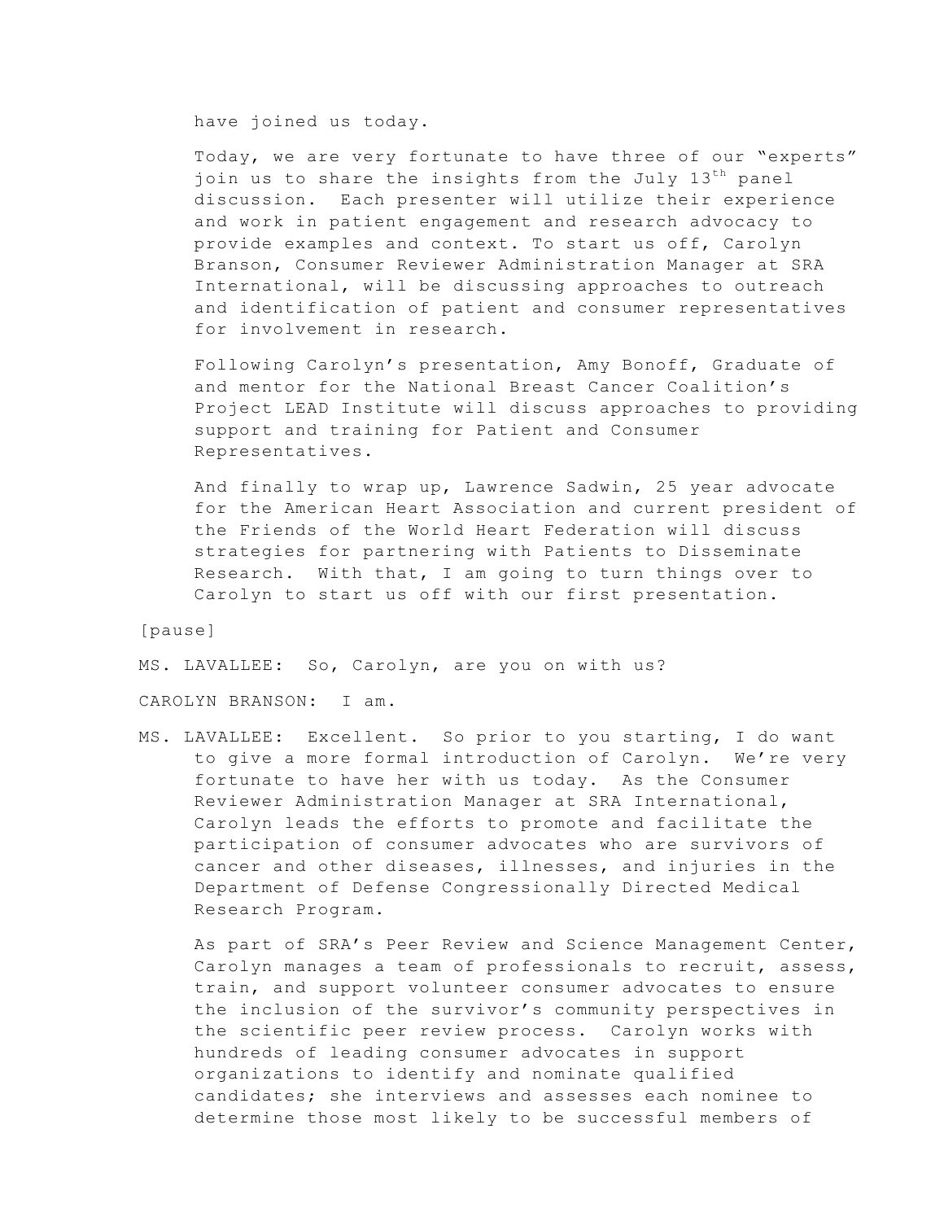have joined us today.

Today, we are very fortunate to have three of our "experts" join us to share the insights from the July 13th panel discussion. Each presenter will utilize their experience and work in patient engagement and research advocacy to provide examples and context. To start us off, Carolyn Branson, Consumer Reviewer Administration Manager at SRA International, will be discussing approaches to outreach and identification of patient and consumer representatives for involvement in research.

Following Carolyn's presentation, Amy Bonoff, Graduate of and mentor for the National Breast Cancer Coalition's Project LEAD Institute will discuss approaches to providing support and training for Patient and Consumer Representatives.

And finally to wrap up, Lawrence Sadwin, 25 year advocate for the American Heart Association and current president of the Friends of the World Heart Federation will discuss strategies for partnering with Patients to Disseminate Research. With that, I am going to turn things over to Carolyn to start us off with our first presentation.

[pause]

MS. LAVALLEE: So, Carolyn, are you on with us?

CAROLYN BRANSON: I am.

MS. LAVALLEE: Excellent. So prior to you starting, I do want to give a more formal introduction of Carolyn. We're very fortunate to have her with us today. As the Consumer Reviewer Administration Manager at SRA International, Carolyn leads the efforts to promote and facilitate the participation of consumer advocates who are survivors of cancer and other diseases, illnesses, and injuries in the Department of Defense Congressionally Directed Medical Research Program.

As part of SRA's Peer Review and Science Management Center, Carolyn manages a team of professionals to recruit, assess, train, and support volunteer consumer advocates to ensure the inclusion of the survivor's community perspectives in the scientific peer review process. Carolyn works with hundreds of leading consumer advocates in support organizations to identify and nominate qualified candidates; she interviews and assesses each nominee to determine those most likely to be successful members of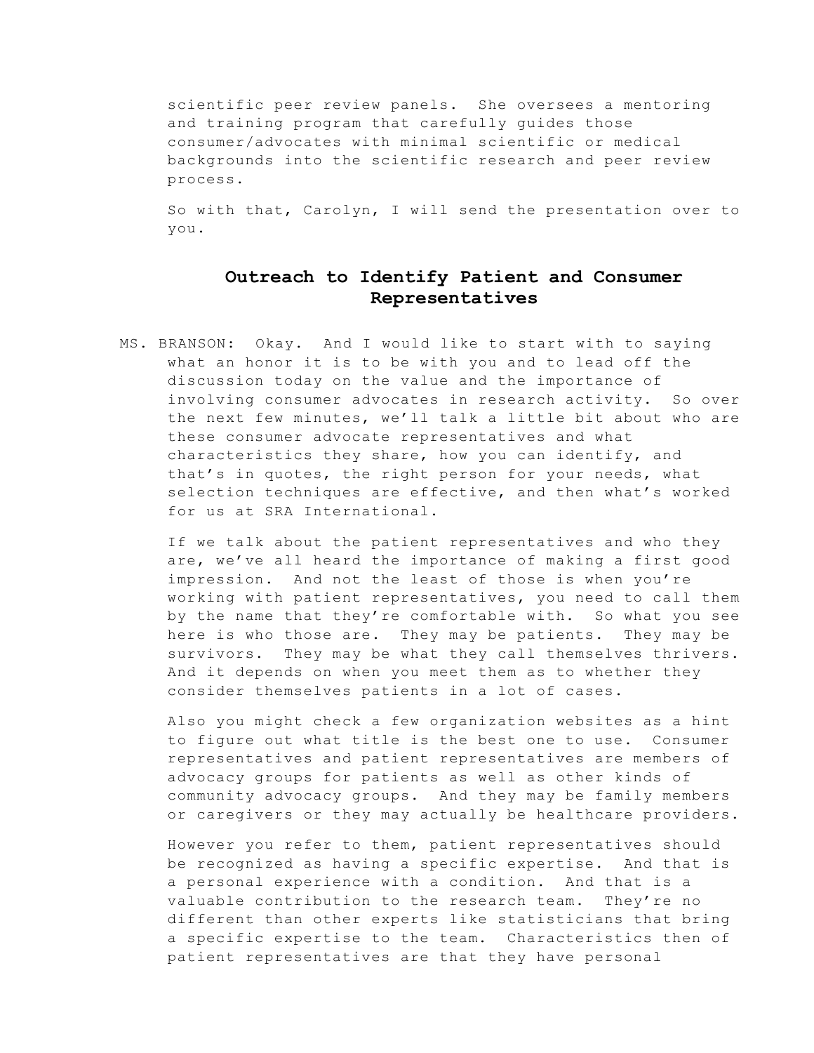scientific peer review panels. She oversees a mentoring and training program that carefully guides those consumer/advocates with minimal scientific or medical backgrounds into the scientific research and peer review process.

So with that, Carolyn, I will send the presentation over to you.

## Outreach to Identify Patient and Consumer Representatives

MS. BRANSON: Okay. And I would like to start with to saying what an honor it is to be with you and to lead off the discussion today on the value and the importance of involving consumer advocates in research activity. So over the next few minutes, we'll talk a little bit about who are these consumer advocate representatives and what characteristics they share, how you can identify, and that's in quotes, the right person for your needs, what selection techniques are effective, and then what's worked for us at SRA International.

If we talk about the patient representatives and who they are, we've all heard the importance of making a first good impression. And not the least of those is when you're working with patient representatives, you need to call them by the name that they're comfortable with. So what you see here is who those are. They may be patients. They may be survivors. They may be what they call themselves thrivers. And it depends on when you meet them as to whether they consider themselves patients in a lot of cases.

Also you might check a few organization websites as a hint to figure out what title is the best one to use. Consumer representatives and patient representatives are members of advocacy groups for patients as well as other kinds of community advocacy groups. And they may be family members or caregivers or they may actually be healthcare providers.

However you refer to them, patient representatives should be recognized as having a specific expertise. And that is a personal experience with a condition. And that is a valuable contribution to the research team. They're no different than other experts like statisticians that bring a specific expertise to the team. Characteristics then of patient representatives are that they have personal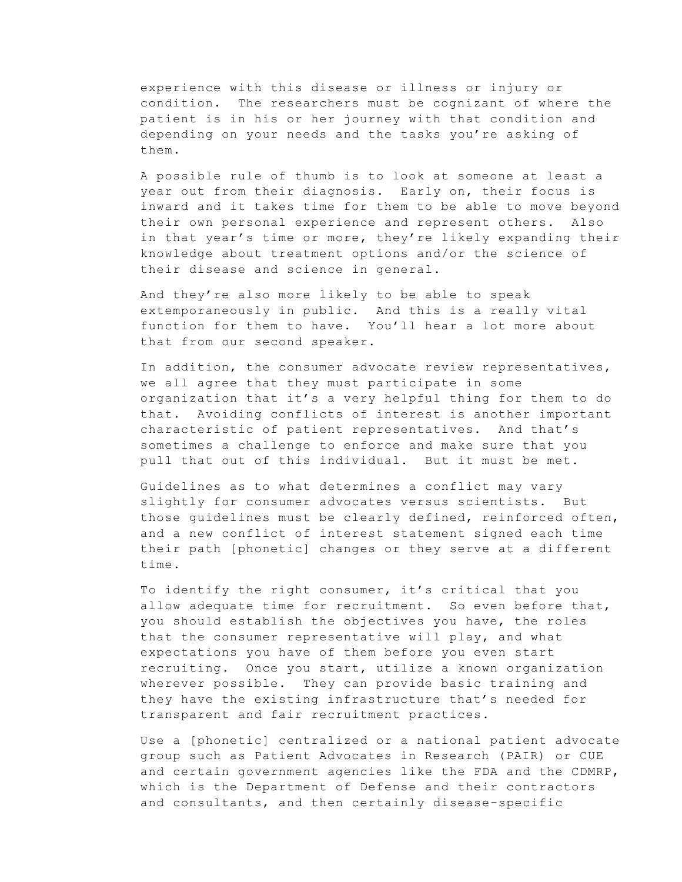experience with this disease or illness or injury or condition. The researchers must be cognizant of where the patient is in his or her journey with that condition and depending on your needs and the tasks you're asking of them.

A possible rule of thumb is to look at someone at least a year out from their diagnosis. Early on, their focus is inward and it takes time for them to be able to move beyond their own personal experience and represent others. Also in that year's time or more, they're likely expanding their knowledge about treatment options and/or the science of their disease and science in general.

And they're also more likely to be able to speak extemporaneously in public. And this is a really vital function for them to have. You'll hear a lot more about that from our second speaker.

In addition, the consumer advocate review representatives, we all agree that they must participate in some organization that it's a very helpful thing for them to do that. Avoiding conflicts of interest is another important characteristic of patient representatives. And that's sometimes a challenge to enforce and make sure that you pull that out of this individual. But it must be met.

Guidelines as to what determines a conflict may vary slightly for consumer advocates versus scientists. But those guidelines must be clearly defined, reinforced often, and a new conflict of interest statement signed each time their path [phonetic] changes or they serve at a different time.

To identify the right consumer, it's critical that you allow adequate time for recruitment. So even before that, you should establish the objectives you have, the roles that the consumer representative will play, and what expectations you have of them before you even start recruiting. Once you start, utilize a known organization wherever possible. They can provide basic training and they have the existing infrastructure that's needed for transparent and fair recruitment practices.

Use a [phonetic] centralized or a national patient advocate group such as Patient Advocates in Research (PAIR) or CUE and certain government agencies like the FDA and the CDMRP, which is the Department of Defense and their contractors and consultants, and then certainly disease-specific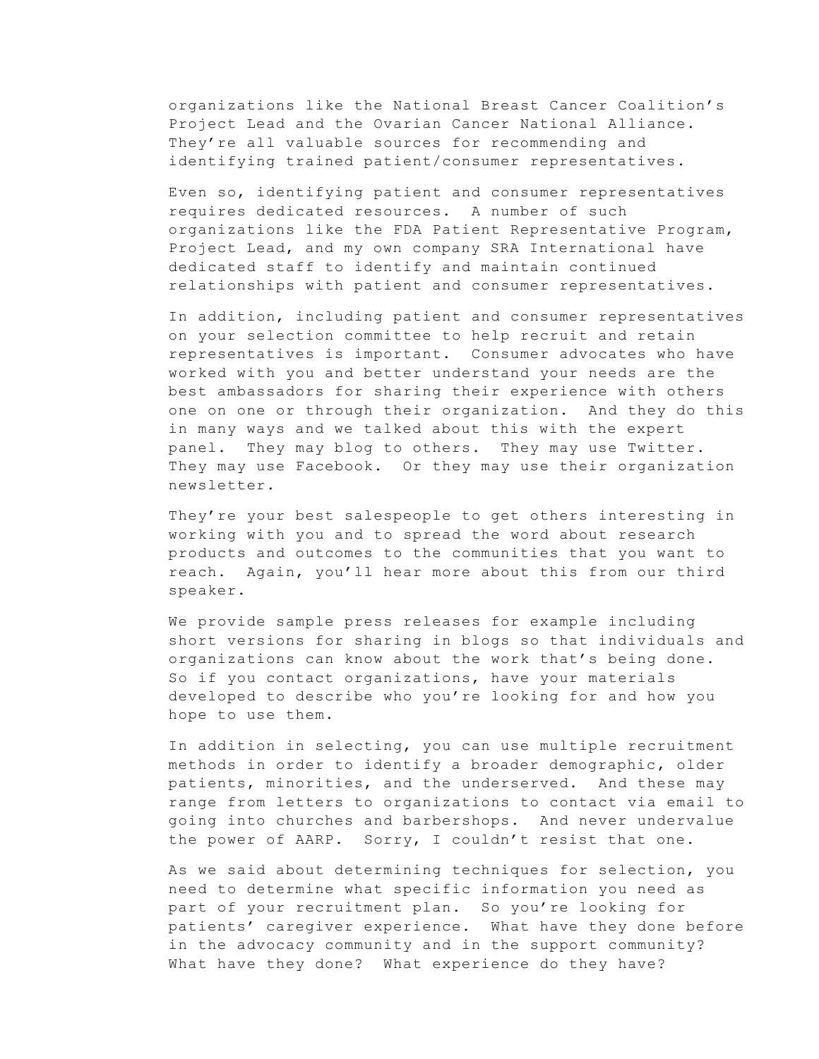organizations like the National Breast Cancer Coalition's Project Lead and the Ovarian Cancer National Alliance. They're all valuable sources for recommending and identifying trained patient/consumer representatives.

Even so, identifying patient and consumer representatives requires dedicated resources. A number of such organizations like the FDA Patient Representative Program, Project Lead, and my own company SRA International have dedicated staff to identify and maintain continued relationships with patient and consumer representatives.

In addition, including patient and consumer representatives on your selection committee to help recruit and retain representatives is important. Consumer advocates who have worked with you and better understand your needs are the best ambassadors for sharing their experience with others one on one or through their organization. And they do this in many ways and we talked about this with the expert panel. They may blog to others. They may use Twitter. They may use Facebook. Or they may use their organization newsletter.

They're your best salespeople to get others interesting in working with you and to spread the word about research products and outcomes to the communities that you want to reach. Again, you'll hear more about this from our third speaker.

We provide sample press releases for example including short versions for sharing in blogs so that individuals and organizations can know about the work that's being done. So if you contact organizations, have your materials developed to describe who you're looking for and how you hope to use them.

In addition in selecting, you can use multiple recruitment methods in order to identify a broader demographic, older patients, minorities, and the underserved. And these may range from letters to organizations to contact via email to going into churches and barbershops. And never undervalue the power of AARP. Sorry, I couldn't resist that one.

As we said about determining techniques for selection, you need to determine what specific information you need as part of your recruitment plan. So you're looking for patients' caregiver experience. What have they done before in the advocacy community and in the support community? What have they done? What experience do they have?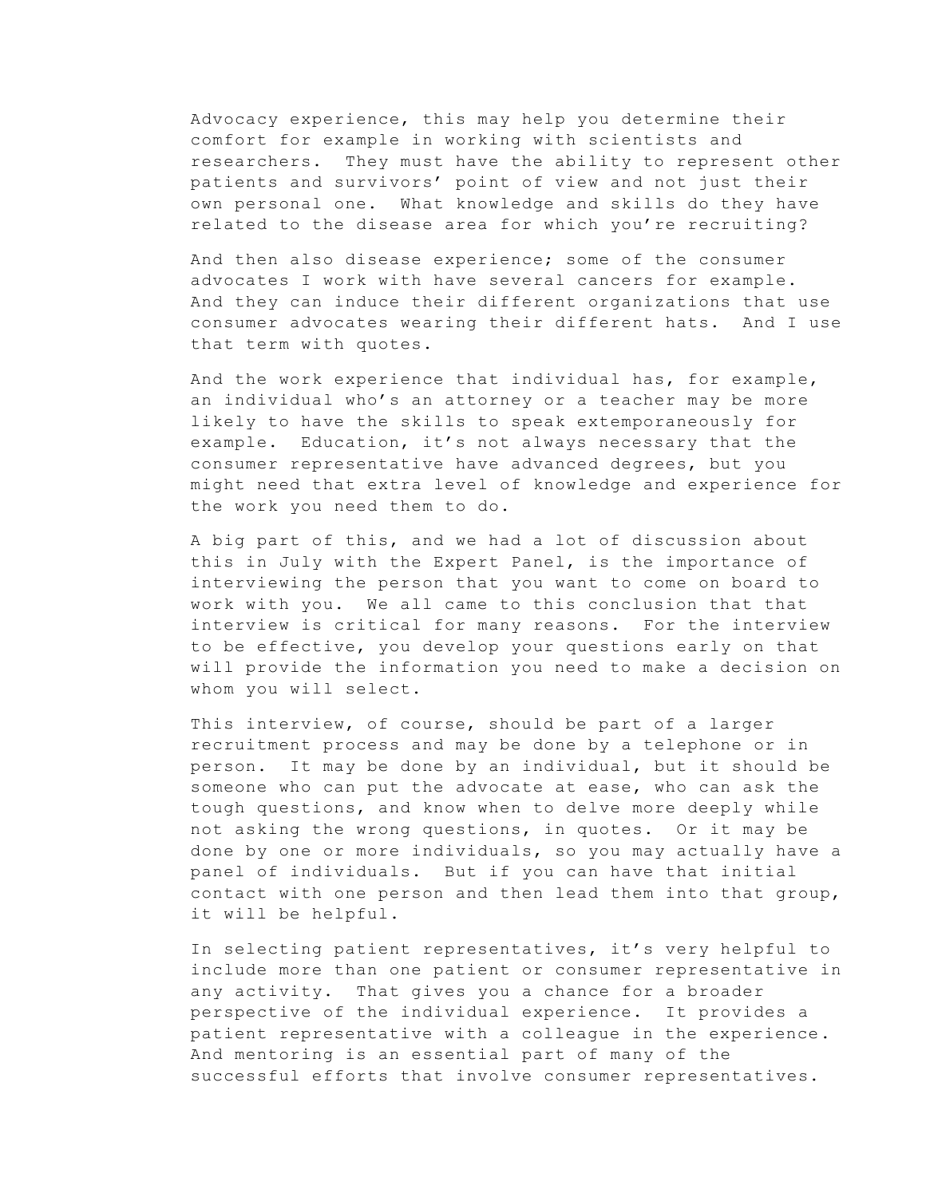Advocacy experience, this may help you determine their comfort for example in working with scientists and researchers. They must have the ability to represent other patients and survivors' point of view and not just their own personal one. What knowledge and skills do they have related to the disease area for which you're recruiting?

And then also disease experience; some of the consumer advocates I work with have several cancers for example. And they can induce their different organizations that use consumer advocates wearing their different hats. And I use that term with quotes.

And the work experience that individual has, for example, an individual who's an attorney or a teacher may be more likely to have the skills to speak extemporaneously for example. Education, it's not always necessary that the consumer representative have advanced degrees, but you might need that extra level of knowledge and experience for the work you need them to do.

A big part of this, and we had a lot of discussion about this in July with the Expert Panel, is the importance of interviewing the person that you want to come on board to work with you. We all came to this conclusion that that interview is critical for many reasons. For the interview to be effective, you develop your questions early on that will provide the information you need to make a decision on whom you will select.

This interview, of course, should be part of a larger recruitment process and may be done by a telephone or in person. It may be done by an individual, but it should be someone who can put the advocate at ease, who can ask the tough questions, and know when to delve more deeply while not asking the wrong questions, in quotes. Or it may be done by one or more individuals, so you may actually have a panel of individuals. But if you can have that initial contact with one person and then lead them into that group, it will be helpful.

In selecting patient representatives, it's very helpful to include more than one patient or consumer representative in any activity. That gives you a chance for a broader perspective of the individual experience. It provides a patient representative with a colleague in the experience. And mentoring is an essential part of many of the successful efforts that involve consumer representatives.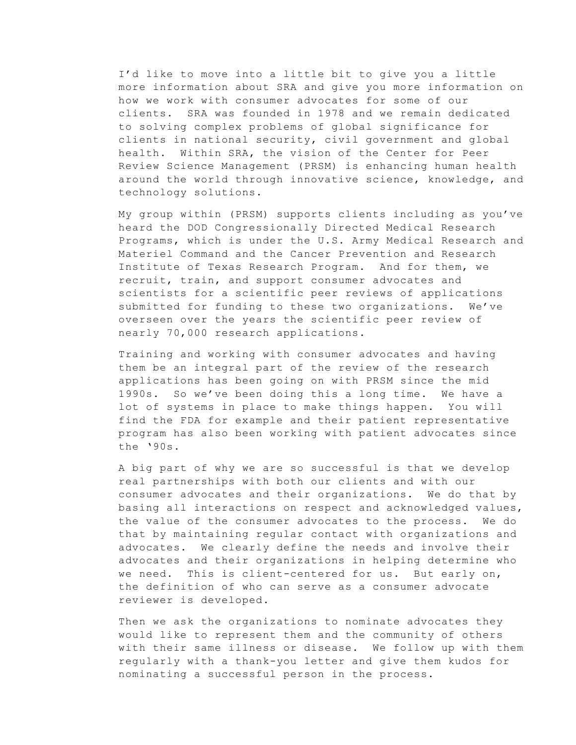I'd like to move into a little bit to give you a little more information about SRA and give you more information on how we work with consumer advocates for some of our clients. SRA was founded in 1978 and we remain dedicated to solving complex problems of global significance for clients in national security, civil government and global health. Within SRA, the vision of the Center for Peer Review Science Management (PRSM) is enhancing human health around the world through innovative science, knowledge, and technology solutions.

My group within (PRSM) supports clients including as you've heard the DOD Congressionally Directed Medical Research Programs, which is under the U.S. Army Medical Research and Materiel Command and the Cancer Prevention and Research Institute of Texas Research Program. And for them, we recruit, train, and support consumer advocates and scientists for a scientific peer reviews of applications submitted for funding to these two organizations. We've overseen over the years the scientific peer review of nearly 70,000 research applications.

Training and working with consumer advocates and having them be an integral part of the review of the research applications has been going on with PRSM since the mid 1990s. So we've been doing this a long time. We have a lot of systems in place to make things happen. You will find the FDA for example and their patient representative program has also been working with patient advocates since the '90s.

A big part of why we are so successful is that we develop real partnerships with both our clients and with our consumer advocates and their organizations. We do that by basing all interactions on respect and acknowledged values, the value of the consumer advocates to the process. We do that by maintaining regular contact with organizations and advocates. We clearly define the needs and involve their advocates and their organizations in helping determine who we need. This is client-centered for us. But early on, the definition of who can serve as a consumer advocate reviewer is developed.

Then we ask the organizations to nominate advocates they would like to represent them and the community of others with their same illness or disease. We follow up with them regularly with a thank-you letter and give them kudos for nominating a successful person in the process.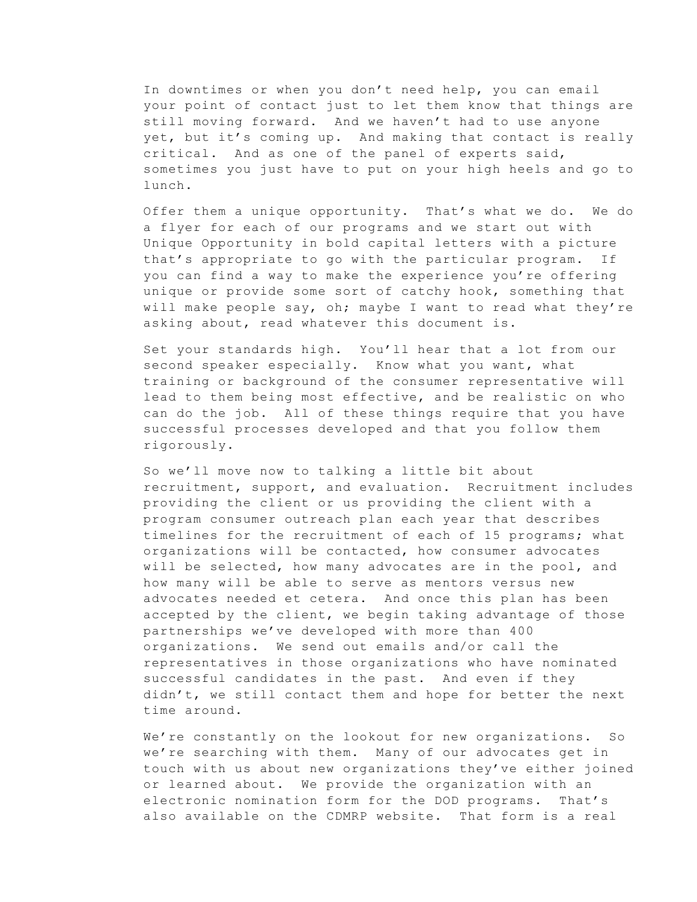In downtimes or when you don't need help, you can email your point of contact just to let them know that things are still moving forward. And we haven't had to use anyone yet, but it's coming up. And making that contact is really critical. And as one of the panel of experts said, sometimes you just have to put on your high heels and go to lunch.

Offer them a unique opportunity. That's what we do. We do a flyer for each of our programs and we start out with Unique Opportunity in bold capital letters with a picture that's appropriate to go with the particular program. If you can find a way to make the experience you're offering unique or provide some sort of catchy hook, something that will make people say, oh; maybe I want to read what they're asking about, read whatever this document is.

Set your standards high. You'll hear that a lot from our second speaker especially. Know what you want, what training or background of the consumer representative will lead to them being most effective, and be realistic on who can do the job. All of these things require that you have successful processes developed and that you follow them rigorously.

So we'll move now to talking a little bit about recruitment, support, and evaluation. Recruitment includes providing the client or us providing the client with a program consumer outreach plan each year that describes timelines for the recruitment of each of 15 programs; what organizations will be contacted, how consumer advocates will be selected, how many advocates are in the pool, and how many will be able to serve as mentors versus new advocates needed et cetera. And once this plan has been accepted by the client, we begin taking advantage of those partnerships we've developed with more than 400 organizations. We send out emails and/or call the representatives in those organizations who have nominated successful candidates in the past. And even if they didn't, we still contact them and hope for better the next time around.

We're constantly on the lookout for new organizations. So we're searching with them. Many of our advocates get in touch with us about new organizations they've either joined or learned about. We provide the organization with an electronic nomination form for the DOD programs. That's also available on the CDMRP website. That form is a real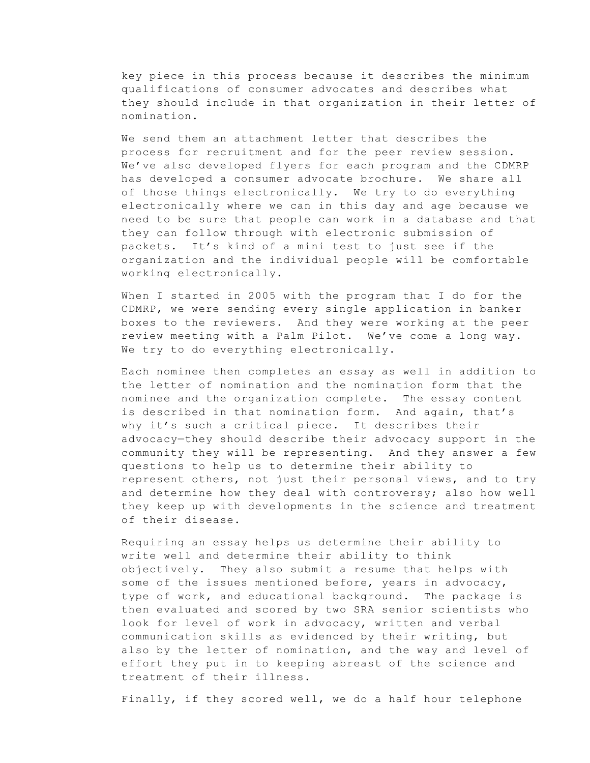key piece in this process because it describes the minimum qualifications of consumer advocates and describes what they should include in that organization in their letter of nomination.

We send them an attachment letter that describes the process for recruitment and for the peer review session. We've also developed flyers for each program and the CDMRP has developed a consumer advocate brochure. We share all of those things electronically. We try to do everything electronically where we can in this day and age because we need to be sure that people can work in a database and that they can follow through with electronic submission of packets. It's kind of a mini test to just see if the organization and the individual people will be comfortable working electronically.

When I started in 2005 with the program that I do for the CDMRP, we were sending every single application in banker boxes to the reviewers. And they were working at the peer review meeting with a Palm Pilot. We've come a long way. We try to do everything electronically.

Each nominee then completes an essay as well in addition to the letter of nomination and the nomination form that the nominee and the organization complete. The essay content is described in that nomination form. And again, that's why it's such a critical piece. It describes their advocacy—they should describe their advocacy support in the community they will be representing. And they answer a few questions to help us to determine their ability to represent others, not just their personal views, and to try and determine how they deal with controversy; also how well they keep up with developments in the science and treatment of their disease.

Requiring an essay helps us determine their ability to write well and determine their ability to think objectively. They also submit a resume that helps with some of the issues mentioned before, years in advocacy, type of work, and educational background. The package is then evaluated and scored by two SRA senior scientists who look for level of work in advocacy, written and verbal communication skills as evidenced by their writing, but also by the letter of nomination, and the way and level of effort they put in to keeping abreast of the science and treatment of their illness.

Finally, if they scored well, we do a half hour telephone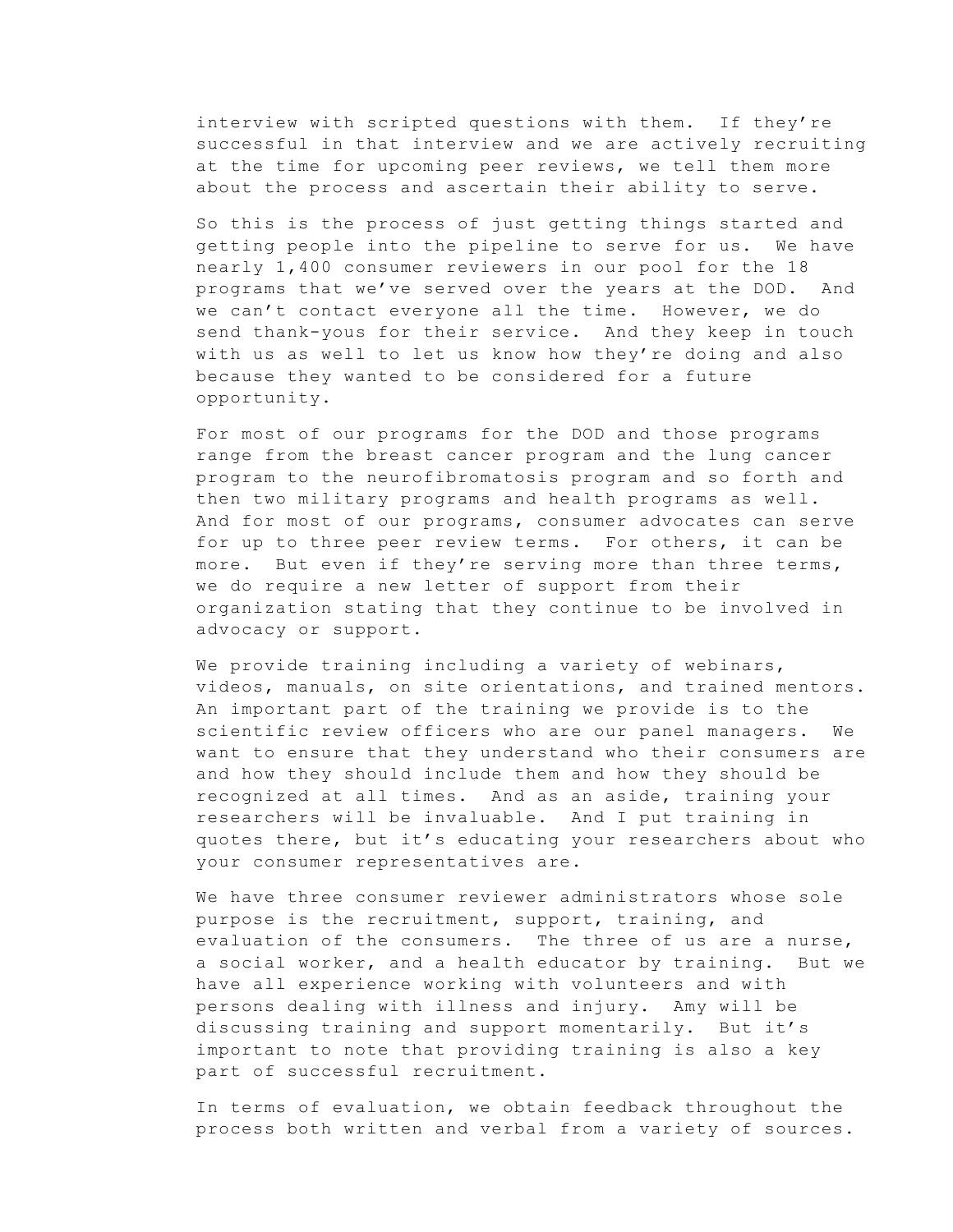interview with scripted questions with them. If they're successful in that interview and we are actively recruiting at the time for upcoming peer reviews, we tell them more about the process and ascertain their ability to serve.

So this is the process of just getting things started and getting people into the pipeline to serve for us. We have nearly 1,400 consumer reviewers in our pool for the 18 programs that we've served over the years at the DOD. And we can't contact everyone all the time. However, we do send thank-yous for their service. And they keep in touch with us as well to let us know how they're doing and also because they wanted to be considered for a future opportunity.

For most of our programs for the DOD and those programs range from the breast cancer program and the lung cancer program to the neurofibromatosis program and so forth and then two military programs and health programs as well. And for most of our programs, consumer advocates can serve for up to three peer review terms. For others, it can be more. But even if they're serving more than three terms, we do require a new letter of support from their organization stating that they continue to be involved in advocacy or support.

We provide training including a variety of webinars, videos, manuals, on site orientations, and trained mentors. An important part of the training we provide is to the scientific review officers who are our panel managers. We want to ensure that they understand who their consumers are and how they should include them and how they should be recognized at all times. And as an aside, training your researchers will be invaluable. And I put training in quotes there, but it's educating your researchers about who your consumer representatives are.

We have three consumer reviewer administrators whose sole purpose is the recruitment, support, training, and evaluation of the consumers. The three of us are a nurse, a social worker, and a health educator by training. But we have all experience working with volunteers and with persons dealing with illness and injury. Amy will be discussing training and support momentarily. But it's important to note that providing training is also a key part of successful recruitment.

In terms of evaluation, we obtain feedback throughout the process both written and verbal from a variety of sources.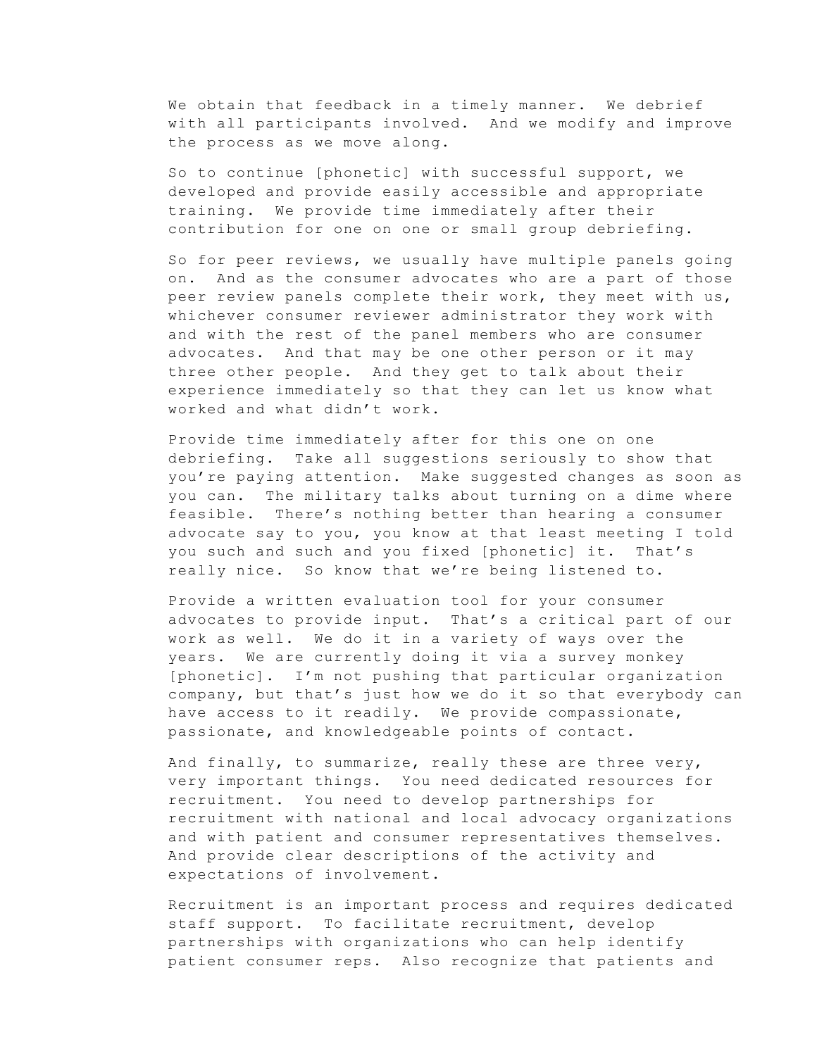We obtain that feedback in a timely manner. We debrief with all participants involved. And we modify and improve the process as we move along.

So to continue [phonetic] with successful support, we developed and provide easily accessible and appropriate training. We provide time immediately after their contribution for one on one or small group debriefing.

So for peer reviews, we usually have multiple panels going on. And as the consumer advocates who are a part of those peer review panels complete their work, they meet with us, whichever consumer reviewer administrator they work with and with the rest of the panel members who are consumer advocates. And that may be one other person or it may three other people. And they get to talk about their experience immediately so that they can let us know what worked and what didn't work.

Provide time immediately after for this one on one debriefing. Take all suggestions seriously to show that you're paying attention. Make suggested changes as soon as you can. The military talks about turning on a dime where feasible. There's nothing better than hearing a consumer advocate say to you, you know at that least meeting I told you such and such and you fixed [phonetic] it. That's really nice. So know that we're being listened to.

Provide a written evaluation tool for your consumer advocates to provide input. That's a critical part of our work as well. We do it in a variety of ways over the years. We are currently doing it via a survey monkey [phonetic]. I'm not pushing that particular organization company, but that's just how we do it so that everybody can have access to it readily. We provide compassionate, passionate, and knowledgeable points of contact.

And finally, to summarize, really these are three very, very important things. You need dedicated resources for recruitment. You need to develop partnerships for recruitment with national and local advocacy organizations and with patient and consumer representatives themselves. And provide clear descriptions of the activity and expectations of involvement.

Recruitment is an important process and requires dedicated staff support. To facilitate recruitment, develop partnerships with organizations who can help identify patient consumer reps. Also recognize that patients and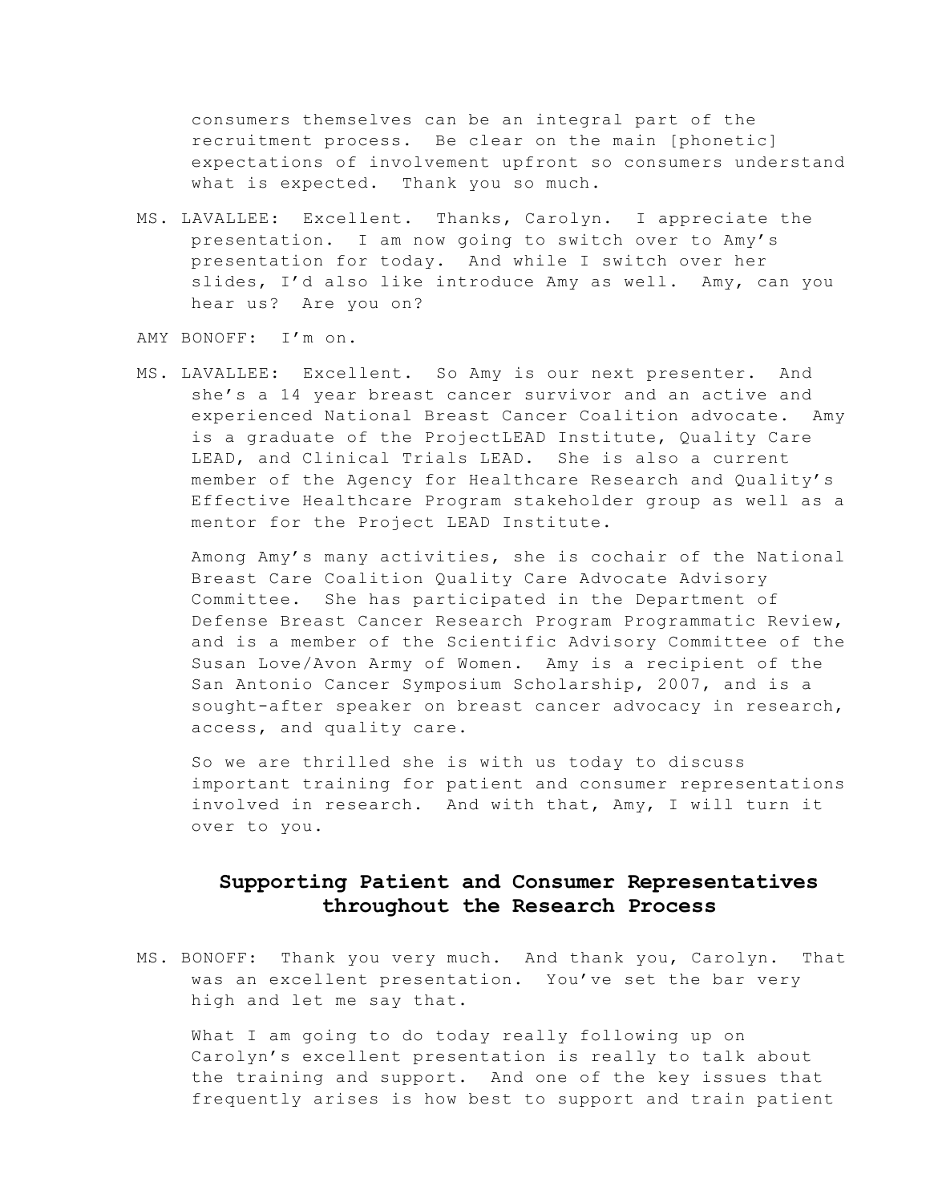consumers themselves can be an integral part of the recruitment process. Be clear on the main [phonetic] expectations of involvement upfront so consumers understand what is expected. Thank you so much.

MS. LAVALLEE: Excellent. Thanks, Carolyn. I appreciate the presentation. I am now going to switch over to Amy's presentation for today. And while I switch over her slides, I'd also like introduce Amy as well. Amy, can you hear us? Are you on?

AMY BONOFF: I'm on.

MS. LAVALLEE: Excellent. So Amy is our next presenter. And she's a 14 year breast cancer survivor and an active and experienced National Breast Cancer Coalition advocate. Amy is a graduate of the ProjectLEAD Institute, Quality Care LEAD, and Clinical Trials LEAD. She is also a current member of the Agency for Healthcare Research and Quality's Effective Healthcare Program stakeholder group as well as a mentor for the Project LEAD Institute.

Among Amy's many activities, she is cochair of the National Breast Care Coalition Quality Care Advocate Advisory Committee. She has participated in the Department of Defense Breast Cancer Research Program Programmatic Review, and is a member of the Scientific Advisory Committee of the Susan Love/Avon Army of Women. Amy is a recipient of the San Antonio Cancer Symposium Scholarship, 2007, and is a sought-after speaker on breast cancer advocacy in research, access, and quality care.

So we are thrilled she is with us today to discuss important training for patient and consumer representations involved in research. And with that, Amy, I will turn it over to you.

## Supporting Patient and Consumer Representatives throughout the Research Process

MS. BONOFF: Thank you very much. And thank you, Carolyn. That was an excellent presentation. You've set the bar very high and let me say that.

What I am going to do today really following up on Carolyn's excellent presentation is really to talk about the training and support. And one of the key issues that frequently arises is how best to support and train patient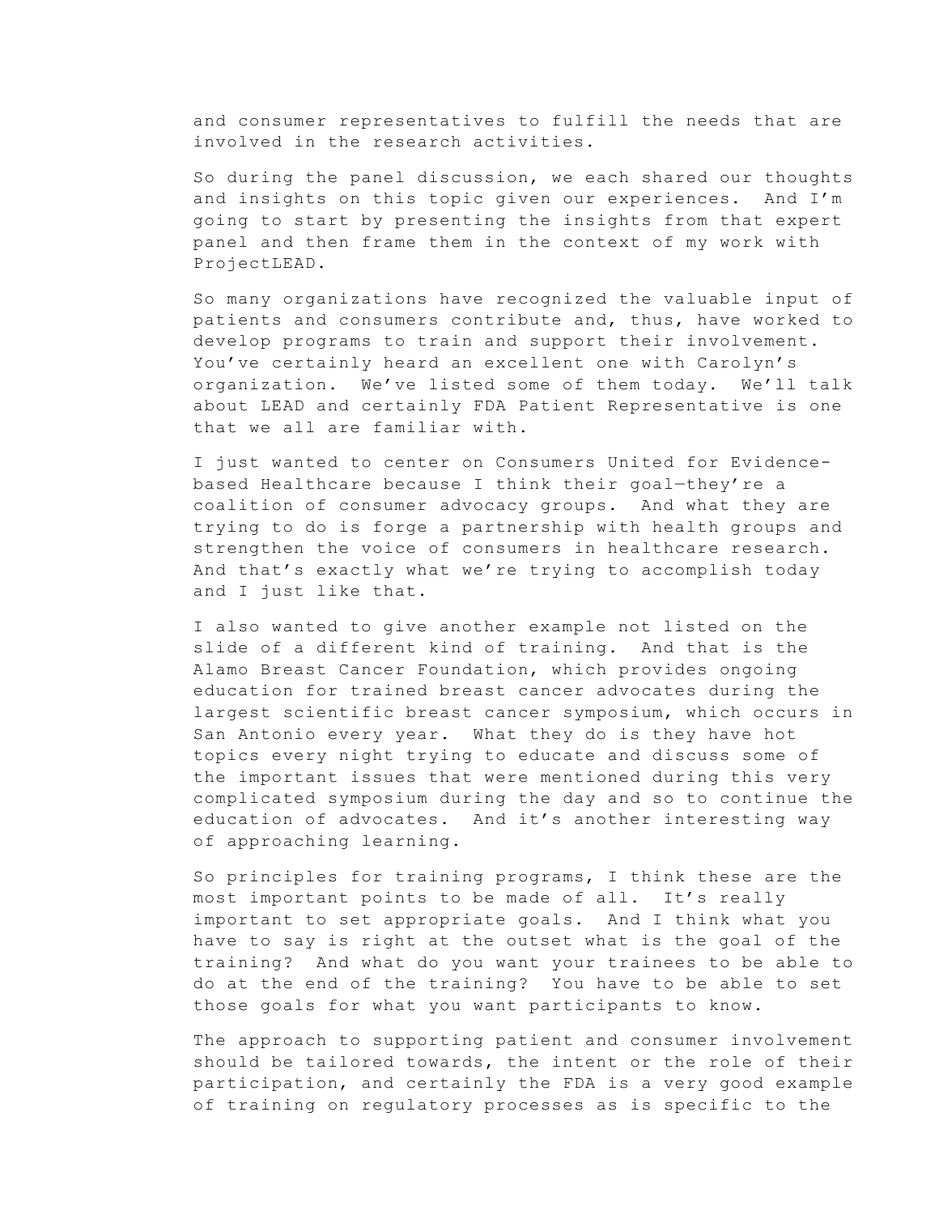and consumer representatives to fulfill the needs that are involved in the research activities.

So during the panel discussion, we each shared our thoughts and insights on this topic given our experiences. And I'm going to start by presenting the insights from that expert panel and then frame them in the context of my work with ProjectLEAD.

So many organizations have recognized the valuable input of patients and consumers contribute and, thus, have worked to develop programs to train and support their involvement. You've certainly heard an excellent one with Carolyn's organization. We've listed some of them today. We'll talk about LEAD and certainly FDA Patient Representative is one that we all are familiar with.

I just wanted to center on Consumers United for Evidence-based Healthcare because I think their goal—they're a coalition of consumer advocacy groups. And what they are trying to do is forge a partnership with health groups and strengthen the voice of consumers in healthcare research. And that's exactly what we're trying to accomplish today and I just like that.

I also wanted to give another example not listed on the slide of a different kind of training. And that is the Alamo Breast Cancer Foundation, which provides ongoing education for trained breast cancer advocates during the largest scientific breast cancer symposium, which occurs in San Antonio every year. What they do is they have hot topics every night trying to educate and discuss some of the important issues that were mentioned during this very complicated symposium during the day and so to continue the education of advocates. And it's another interesting way of approaching learning.

So principles for training programs, I think these are the most important points to be made of all. It's really important to set appropriate goals. And I think what you have to say is right at the outset what is the goal of the training? And what do you want your trainees to be able to do at the end of the training? You have to be able to set those goals for what you want participants to know.

The approach to supporting patient and consumer involvement should be tailored towards, the intent or the role of their participation, and certainly the FDA is a very good example of training on regulatory processes as is specific to the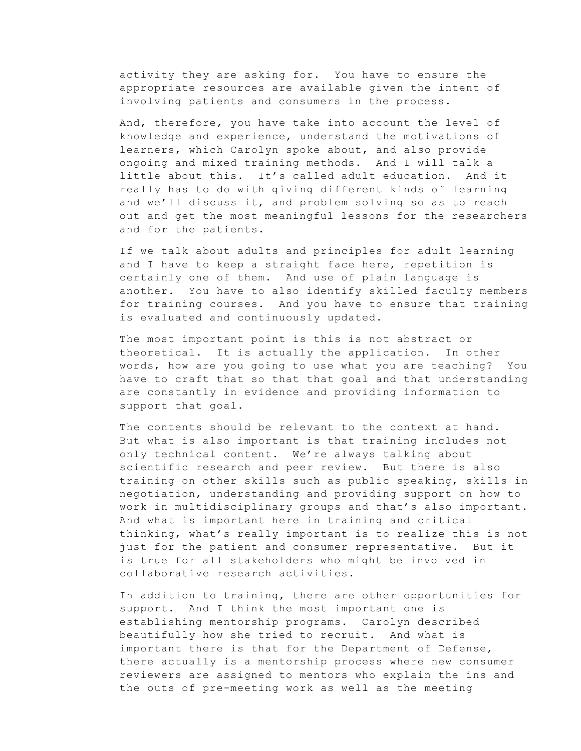activity they are asking for. You have to ensure the appropriate resources are available given the intent of involving patients and consumers in the process.

And, therefore, you have take into account the level of knowledge and experience, understand the motivations of learners, which Carolyn spoke about, and also provide ongoing and mixed training methods. And I will talk a little about this. It’s called adult education. And it really has to do with giving different kinds of learning and we’ll discuss it, and problem solving so as to reach out and get the most meaningful lessons for the researchers and for the patients.

If we talk about adults and principles for adult learning and I have to keep a straight face here, repetition is certainly one of them. And use of plain language is another. You have to also identify skilled faculty members for training courses. And you have to ensure that training is evaluated and continuously updated.

The most important point is this is not abstract or theoretical. It is actually the application. In other words, how are you going to use what you are teaching? You have to craft that so that that goal and that understanding are constantly in evidence and providing information to support that goal.

The contents should be relevant to the context at hand. But what is also important is that training includes not only technical content. We’re always talking about scientific research and peer review. But there is also training on other skills such as public speaking, skills in negotiation, understanding and providing support on how to work in multidisciplinary groups and that’s also important. And what is important here in training and critical thinking, what’s really important is to realize this is not just for the patient and consumer representative. But it is true for all stakeholders who might be involved in collaborative research activities.

In addition to training, there are other opportunities for support. And I think the most important one is establishing mentorship programs. Carolyn described beautifully how she tried to recruit. And what is important there is that for the Department of Defense, there actually is a mentorship process where new consumer reviewers are assigned to mentors who explain the ins and the outs of pre-meeting work as well as the meeting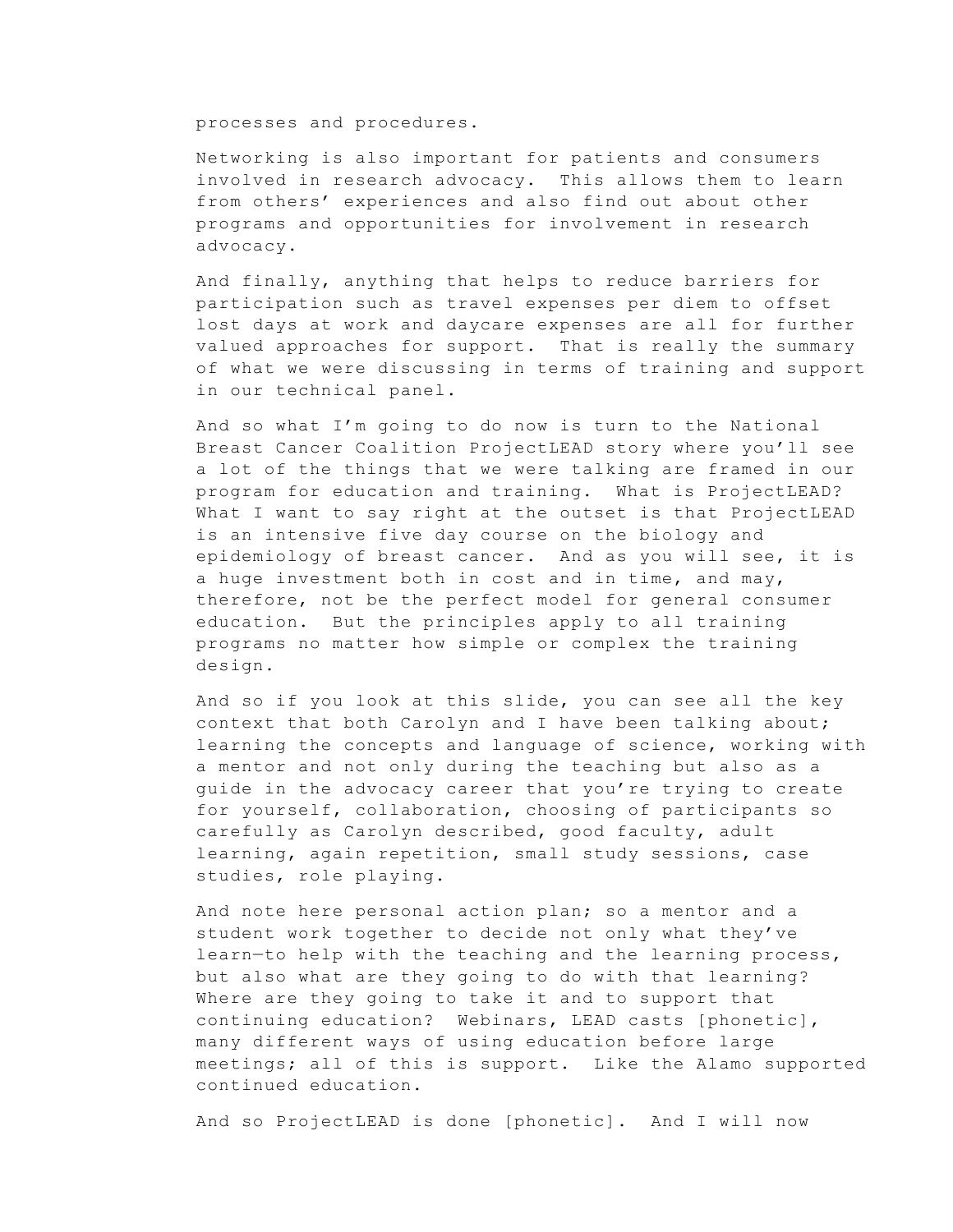processes and procedures.

Networking is also important for patients and consumers involved in research advocacy. This allows them to learn from others' experiences and also find out about other programs and opportunities for involvement in research advocacy.

And finally, anything that helps to reduce barriers for participation such as travel expenses per diem to offset lost days at work and daycare expenses are all for further valued approaches for support. That is really the summary of what we were discussing in terms of training and support in our technical panel.

And so what I'm going to do now is turn to the National Breast Cancer Coalition ProjectLEAD story where you'll see a lot of the things that we were talking are framed in our program for education and training. What is ProjectLEAD? What I want to say right at the outset is that ProjectLEAD is an intensive five day course on the biology and epidemiology of breast cancer. And as you will see, it is a huge investment both in cost and in time, and may, therefore, not be the perfect model for general consumer education. But the principles apply to all training programs no matter how simple or complex the training design.

And so if you look at this slide, you can see all the key context that both Carolyn and I have been talking about; learning the concepts and language of science, working with a mentor and not only during the teaching but also as a guide in the advocacy career that you're trying to create for yourself, collaboration, choosing of participants so carefully as Carolyn described, good faculty, adult learning, again repetition, small study sessions, case studies, role playing.

And note here personal action plan; so a mentor and a student work together to decide not only what they've learn—to help with the teaching and the learning process, but also what are they going to do with that learning? Where are they going to take it and to support that continuing education? Webinars, LEAD casts [phonetic], many different ways of using education before large meetings; all of this is support. Like the Alamo supported continued education.

And so ProjectLEAD is done [phonetic]. And I will now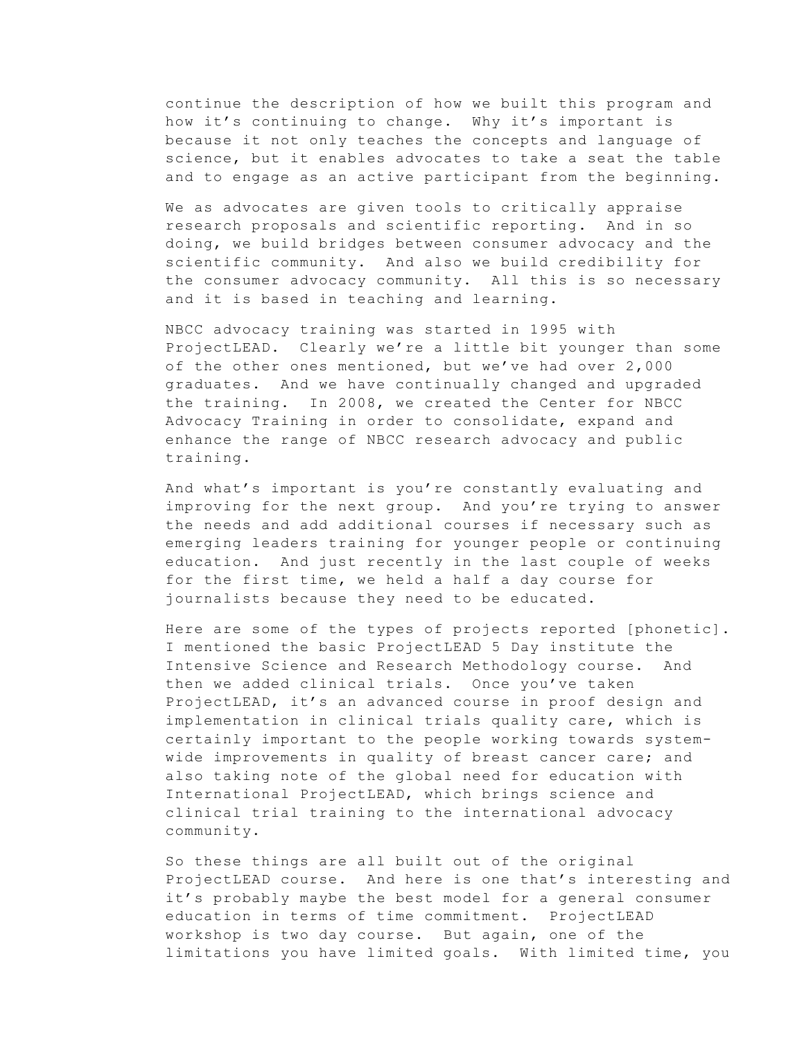continue the description of how we built this program and how it's continuing to change. Why it's important is because it not only teaches the concepts and language of science, but it enables advocates to take a seat the table and to engage as an active participant from the beginning.

We as advocates are given tools to critically appraise research proposals and scientific reporting. And in so doing, we build bridges between consumer advocacy and the scientific community. And also we build credibility for the consumer advocacy community. All this is so necessary and it is based in teaching and learning.

NBCC advocacy training was started in 1995 with ProjectLEAD. Clearly we're a little bit younger than some of the other ones mentioned, but we've had over 2,000 graduates. And we have continually changed and upgraded the training. In 2008, we created the Center for NBCC Advocacy Training in order to consolidate, expand and enhance the range of NBCC research advocacy and public training.

And what's important is you're constantly evaluating and improving for the next group. And you're trying to answer the needs and add additional courses if necessary such as emerging leaders training for younger people or continuing education. And just recently in the last couple of weeks for the first time, we held a half a day course for journalists because they need to be educated.

Here are some of the types of projects reported [phonetic]. I mentioned the basic ProjectLEAD 5 Day institute the Intensive Science and Research Methodology course. And then we added clinical trials. Once you've taken ProjectLEAD, it's an advanced course in proof design and implementation in clinical trials quality care, which is certainly important to the people working towards system-wide improvements in quality of breast cancer care; and also taking note of the global need for education with International ProjectLEAD, which brings science and clinical trial training to the international advocacy community.

So these things are all built out of the original ProjectLEAD course. And here is one that's interesting and it's probably maybe the best model for a general consumer education in terms of time commitment. ProjectLEAD workshop is two day course. But again, one of the limitations you have limited goals. With limited time, you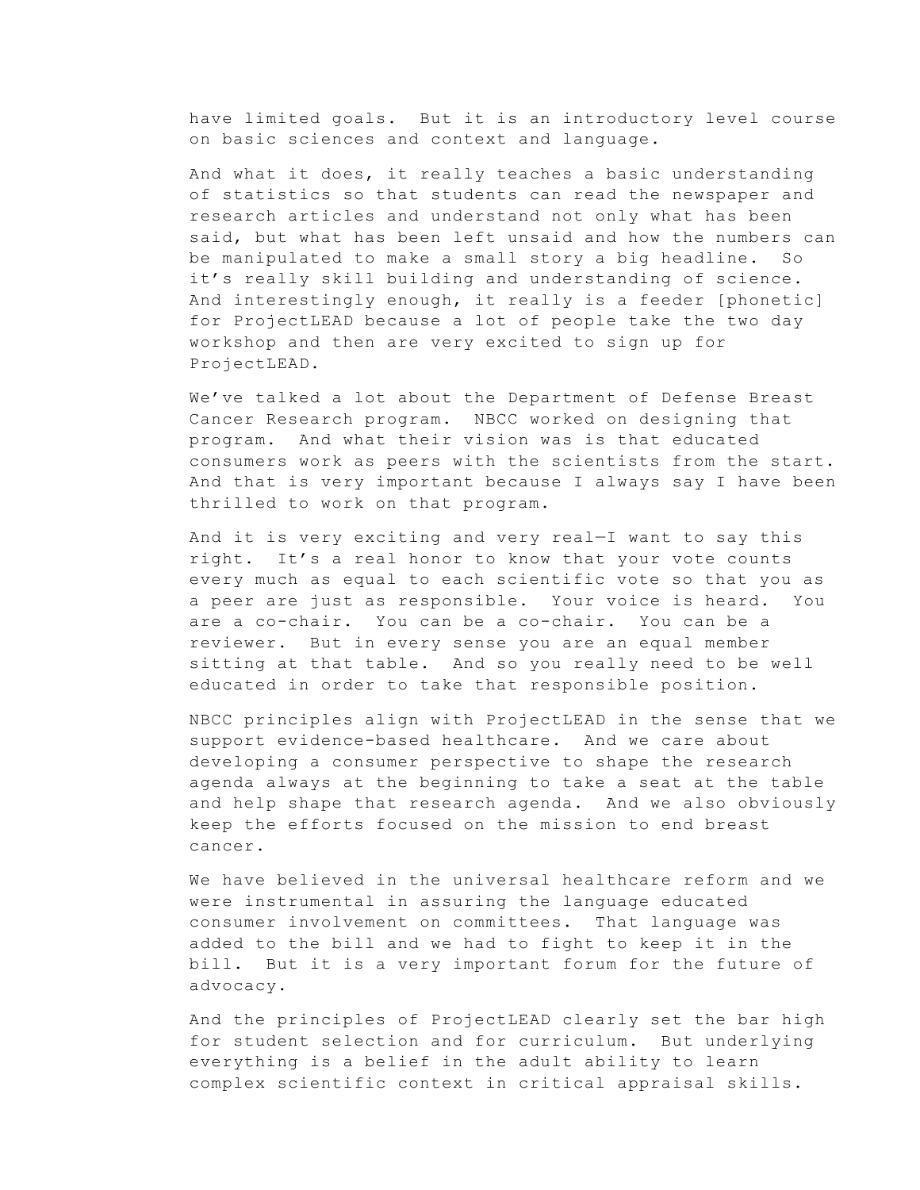have limited goals. But it is an introductory level course on basic sciences and context and language.

And what it does, it really teaches a basic understanding of statistics so that students can read the newspaper and research articles and understand not only what has been said, but what has been left unsaid and how the numbers can be manipulated to make a small story a big headline. So it's really skill building and understanding of science. And interestingly enough, it really is a feeder [phonetic] for ProjectLEAD because a lot of people take the two day workshop and then are very excited to sign up for ProjectLEAD.

We've talked a lot about the Department of Defense Breast Cancer Research program. NBCC worked on designing that program. And what their vision was is that educated consumers work as peers with the scientists from the start. And that is very important because I always say I have been thrilled to work on that program.

And it is very exciting and very real—I want to say this right. It's a real honor to know that your vote counts every much as equal to each scientific vote so that you as a peer are just as responsible. Your voice is heard. You are a co-chair. You can be a co-chair. You can be a reviewer. But in every sense you are an equal member sitting at that table. And so you really need to be well educated in order to take that responsible position.

NBCC principles align with ProjectLEAD in the sense that we support evidence-based healthcare. And we care about developing a consumer perspective to shape the research agenda always at the beginning to take a seat at the table and help shape that research agenda. And we also obviously keep the efforts focused on the mission to end breast cancer.

We have believed in the universal healthcare reform and we were instrumental in assuring the language educated consumer involvement on committees. That language was added to the bill and we had to fight to keep it in the bill. But it is a very important forum for the future of advocacy.

And the principles of ProjectLEAD clearly set the bar high for student selection and for curriculum. But underlying everything is a belief in the adult ability to learn complex scientific context in critical appraisal skills.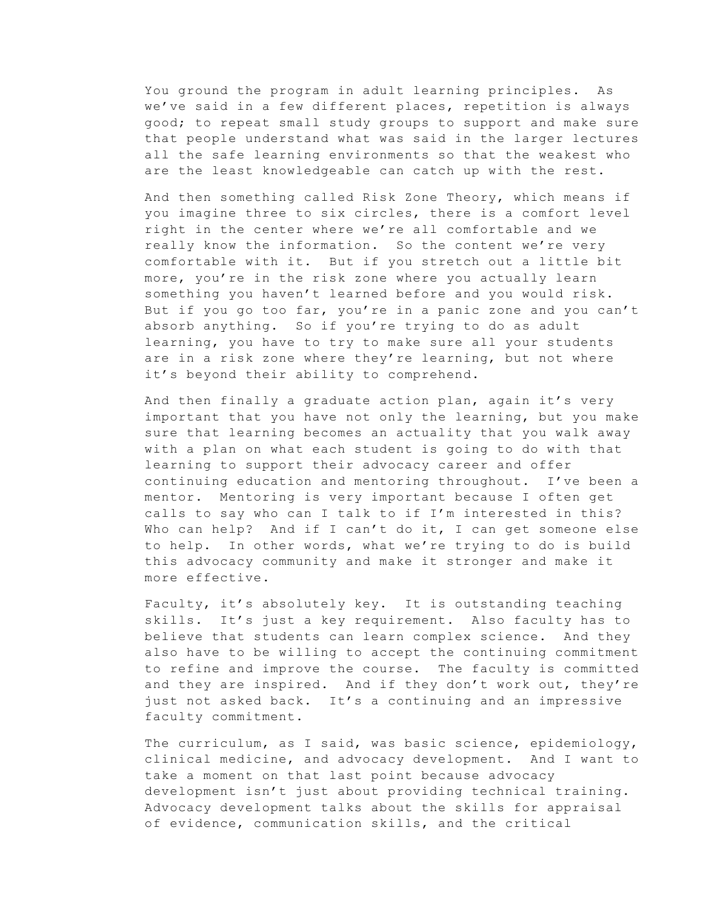You ground the program in adult learning principles. As we've said in a few different places, repetition is always good; to repeat small study groups to support and make sure that people understand what was said in the larger lectures all the safe learning environments so that the weakest who are the least knowledgeable can catch up with the rest.

And then something called Risk Zone Theory, which means if you imagine three to six circles, there is a comfort level right in the center where we're all comfortable and we really know the information. So the content we're very comfortable with it. But if you stretch out a little bit more, you're in the risk zone where you actually learn something you haven't learned before and you would risk. But if you go too far, you're in a panic zone and you can't absorb anything. So if you're trying to do as adult learning, you have to try to make sure all your students are in a risk zone where they're learning, but not where it's beyond their ability to comprehend.

And then finally a graduate action plan, again it's very important that you have not only the learning, but you make sure that learning becomes an actuality that you walk away with a plan on what each student is going to do with that learning to support their advocacy career and offer continuing education and mentoring throughout. I've been a mentor. Mentoring is very important because I often get calls to say who can I talk to if I'm interested in this? Who can help? And if I can't do it, I can get someone else to help. In other words, what we're trying to do is build this advocacy community and make it stronger and make it more effective.

Faculty, it's absolutely key. It is outstanding teaching skills. It's just a key requirement. Also faculty has to believe that students can learn complex science. And they also have to be willing to accept the continuing commitment to refine and improve the course. The faculty is committed and they are inspired. And if they don't work out, they're just not asked back. It's a continuing and an impressive faculty commitment.

The curriculum, as I said, was basic science, epidemiology, clinical medicine, and advocacy development. And I want to take a moment on that last point because advocacy development isn't just about providing technical training. Advocacy development talks about the skills for appraisal of evidence, communication skills, and the critical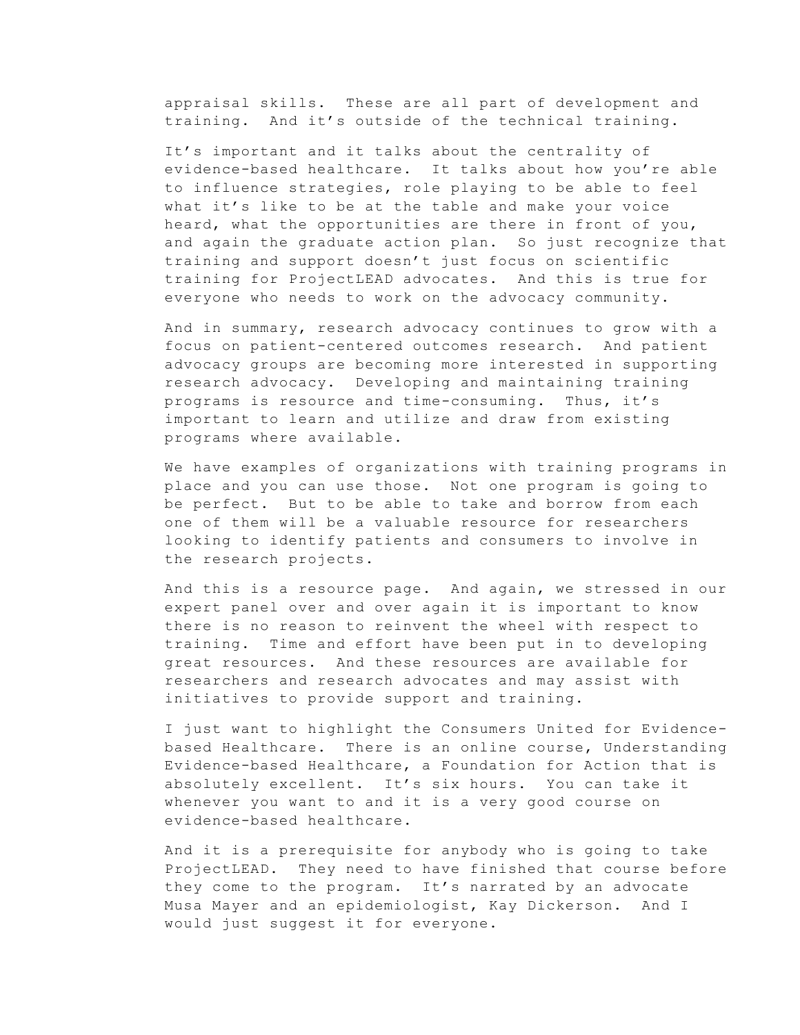appraisal skills. These are all part of development and training. And it's outside of the technical training.

It's important and it talks about the centrality of evidence-based healthcare. It talks about how you're able to influence strategies, role playing to be able to feel what it's like to be at the table and make your voice heard, what the opportunities are there in front of you, and again the graduate action plan. So just recognize that training and support doesn't just focus on scientific training for ProjectLEAD advocates. And this is true for everyone who needs to work on the advocacy community.

And in summary, research advocacy continues to grow with a focus on patient-centered outcomes research. And patient advocacy groups are becoming more interested in supporting research advocacy. Developing and maintaining training programs is resource and time-consuming. Thus, it's important to learn and utilize and draw from existing programs where available.

We have examples of organizations with training programs in place and you can use those. Not one program is going to be perfect. But to be able to take and borrow from each one of them will be a valuable resource for researchers looking to identify patients and consumers to involve in the research projects.

And this is a resource page. And again, we stressed in our expert panel over and over again it is important to know there is no reason to reinvent the wheel with respect to training. Time and effort have been put in to developing great resources. And these resources are available for researchers and research advocates and may assist with initiatives to provide support and training.

I just want to highlight the Consumers United for Evidence-based Healthcare. There is an online course, Understanding Evidence-based Healthcare, a Foundation for Action that is absolutely excellent. It's six hours. You can take it whenever you want to and it is a very good course on evidence-based healthcare.

And it is a prerequisite for anybody who is going to take ProjectLEAD. They need to have finished that course before they come to the program. It's narrated by an advocate Musa Mayer and an epidemiologist, Kay Dickerson. And I would just suggest it for everyone.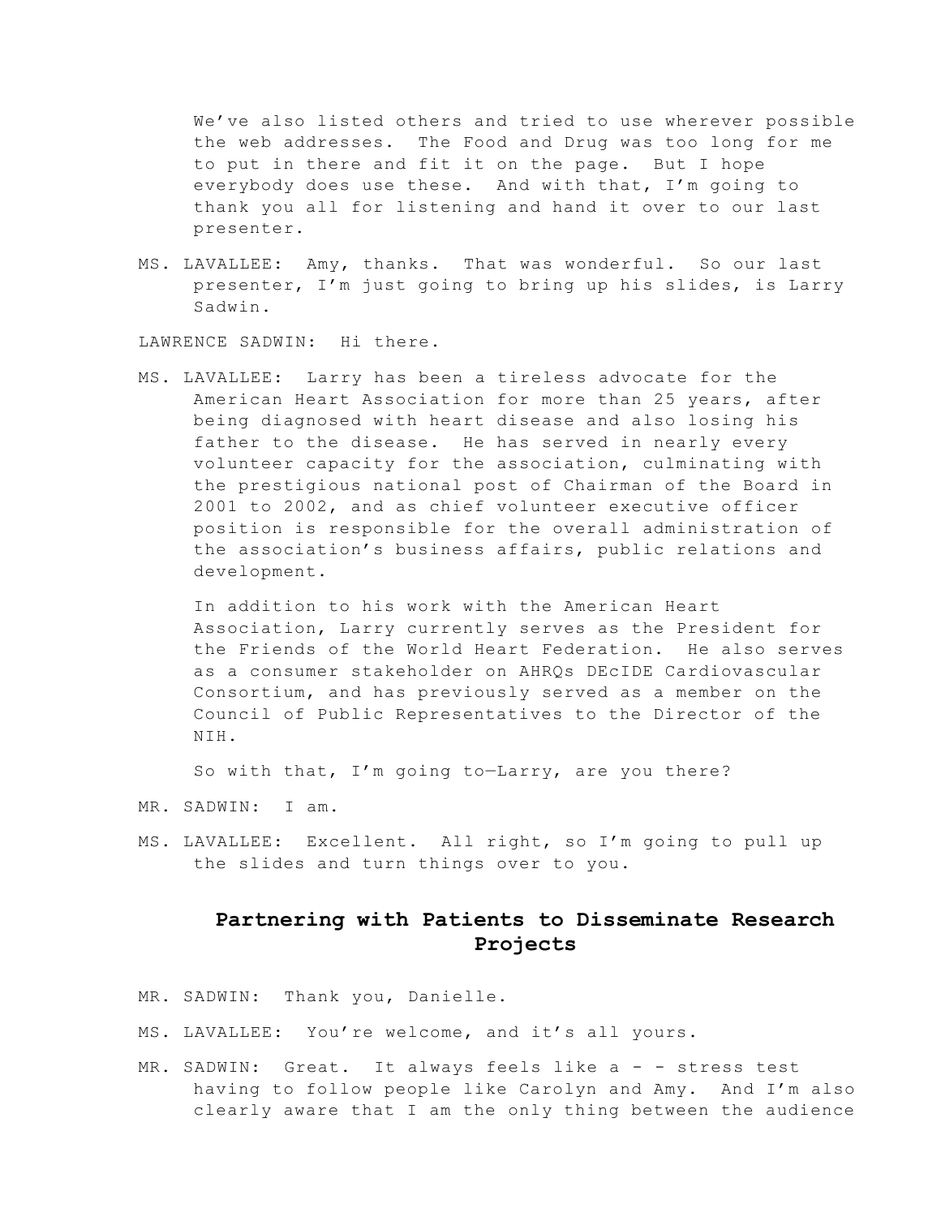We've also listed others and tried to use wherever possible the web addresses. The Food and Drug was too long for me to put in there and fit it on the page. But I hope everybody does use these. And with that, I'm going to thank you all for listening and hand it over to our last presenter.

MS. LAVALLEE: Amy, thanks. That was wonderful. So our last presenter, I'm just going to bring up his slides, is Larry Sadwin.

LAWRENCE SADWIN: Hi there.

MS. LAVALLEE: Larry has been a tireless advocate for the American Heart Association for more than 25 years, after being diagnosed with heart disease and also losing his father to the disease. He has served in nearly every volunteer capacity for the association, culminating with the prestigious national post of Chairman of the Board in 2001 to 2002, and as chief volunteer executive officer position is responsible for the overall administration of the association's business affairs, public relations and development.

In addition to his work with the American Heart Association, Larry currently serves as the President for the Friends of the World Heart Federation. He also serves as a consumer stakeholder on AHRQs DEcIDE Cardiovascular Consortium, and has previously served as a member on the Council of Public Representatives to the Director of the NIH.

So with that, I'm going to—Larry, are you there?

MR. SADWIN: I am.

MS. LAVALLEE: Excellent. All right, so I'm going to pull up the slides and turn things over to you.

## Partnering with Patients to Disseminate Research Projects

MR. SADWIN: Thank you, Danielle.

MS. LAVALLEE: You're welcome, and it's all yours.

MR. SADWIN: Great. It always feels like a - - stress test having to follow people like Carolyn and Amy. And I'm also clearly aware that I am the only thing between the audience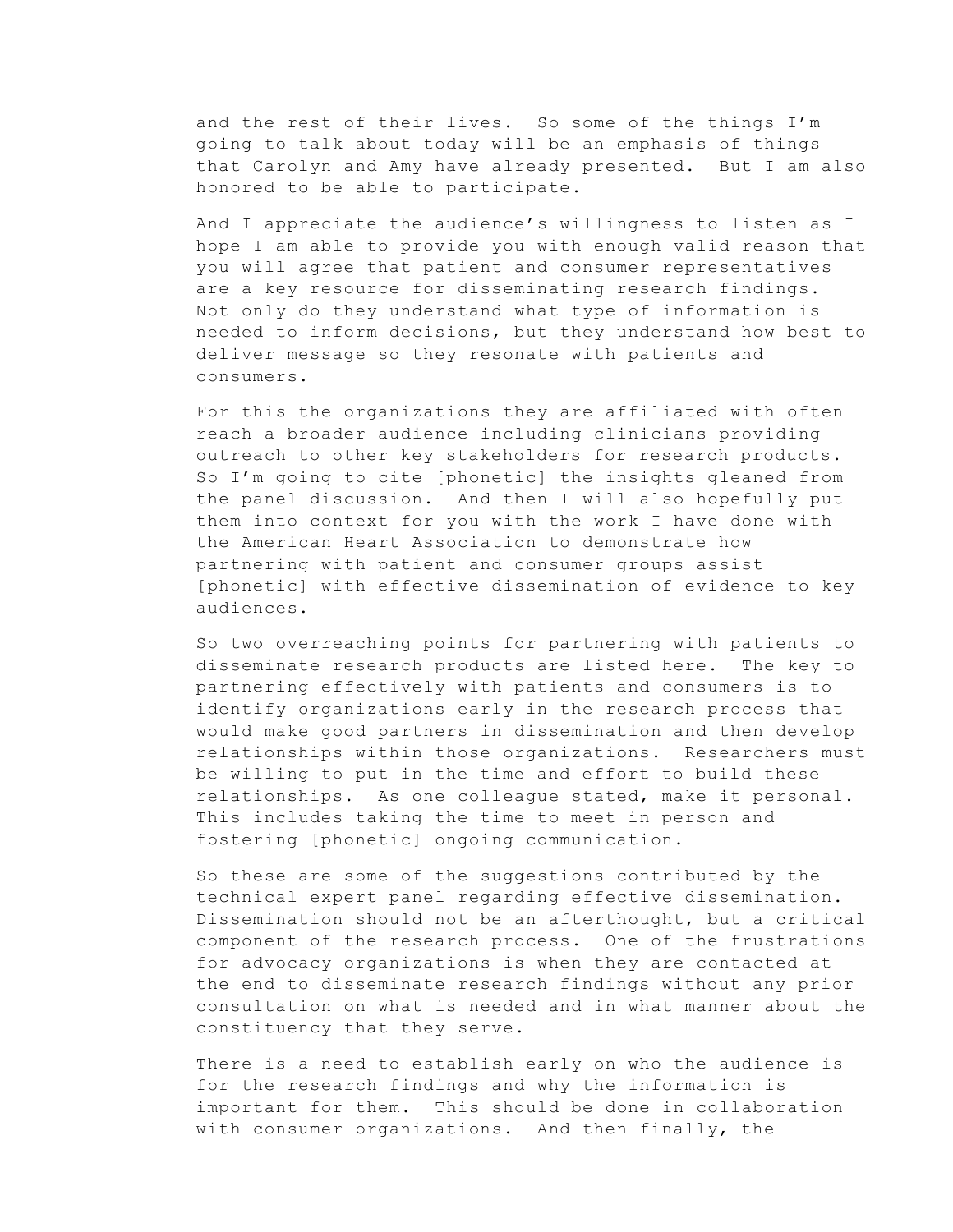and the rest of their lives. So some of the things I'm going to talk about today will be an emphasis of things that Carolyn and Amy have already presented. But I am also honored to be able to participate.

And I appreciate the audience's willingness to listen as I hope I am able to provide you with enough valid reason that you will agree that patient and consumer representatives are a key resource for disseminating research findings. Not only do they understand what type of information is needed to inform decisions, but they understand how best to deliver message so they resonate with patients and consumers.

For this the organizations they are affiliated with often reach a broader audience including clinicians providing outreach to other key stakeholders for research products. So I'm going to cite [phonetic] the insights gleaned from the panel discussion. And then I will also hopefully put them into context for you with the work I have done with the American Heart Association to demonstrate how partnering with patient and consumer groups assist [phonetic] with effective dissemination of evidence to key audiences.

So two overreaching points for partnering with patients to disseminate research products are listed here. The key to partnering effectively with patients and consumers is to identify organizations early in the research process that would make good partners in dissemination and then develop relationships within those organizations. Researchers must be willing to put in the time and effort to build these relationships. As one colleague stated, make it personal. This includes taking the time to meet in person and fostering [phonetic] ongoing communication.

So these are some of the suggestions contributed by the technical expert panel regarding effective dissemination. Dissemination should not be an afterthought, but a critical component of the research process. One of the frustrations for advocacy organizations is when they are contacted at the end to disseminate research findings without any prior consultation on what is needed and in what manner about the constituency that they serve.

There is a need to establish early on who the audience is for the research findings and why the information is important for them. This should be done in collaboration with consumer organizations. And then finally, the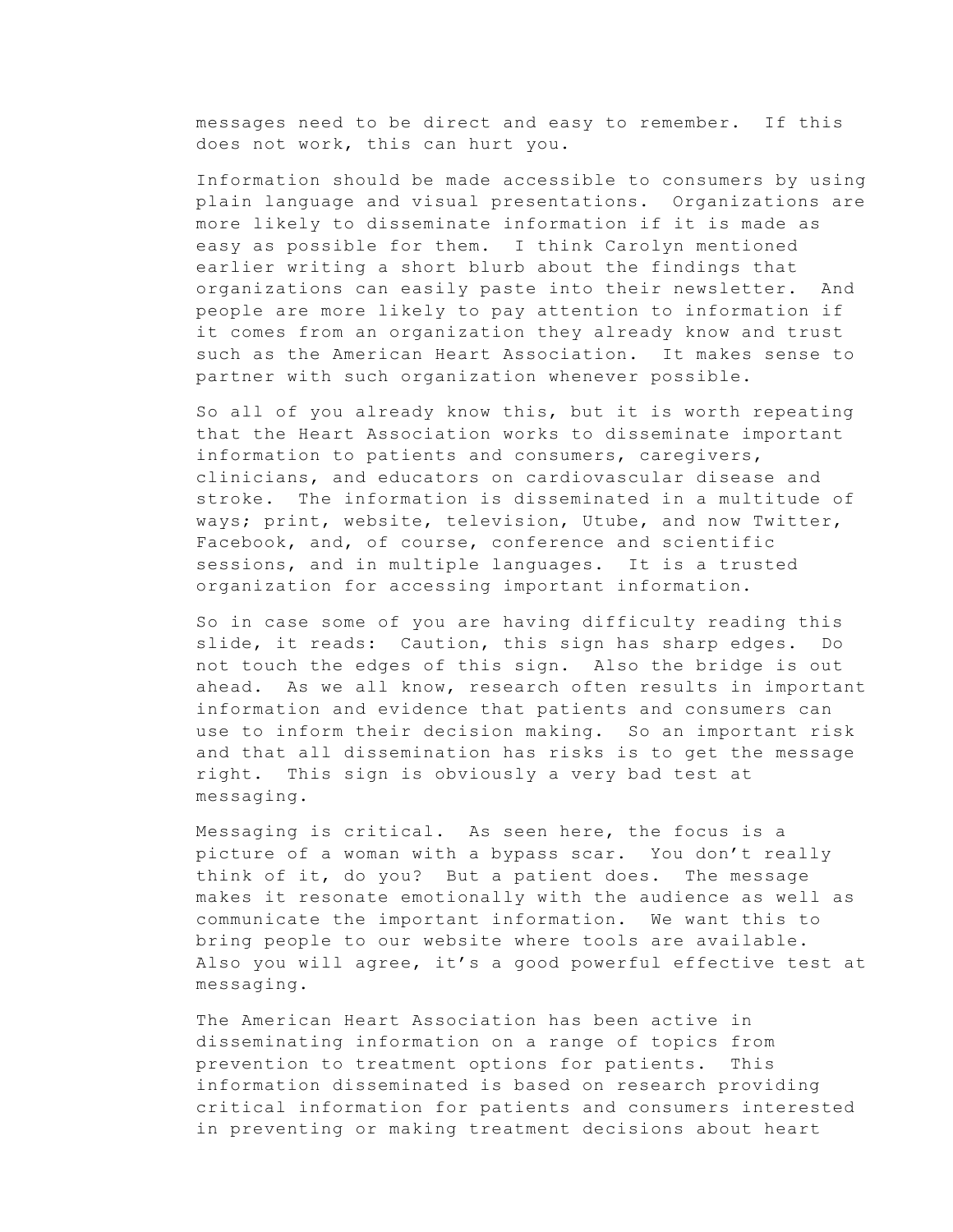messages need to be direct and easy to remember. If this does not work, this can hurt you.

Information should be made accessible to consumers by using plain language and visual presentations. Organizations are more likely to disseminate information if it is made as easy as possible for them. I think Carolyn mentioned earlier writing a short blurb about the findings that organizations can easily paste into their newsletter. And people are more likely to pay attention to information if it comes from an organization they already know and trust such as the American Heart Association. It makes sense to partner with such organization whenever possible.

So all of you already know this, but it is worth repeating that the Heart Association works to disseminate important information to patients and consumers, caregivers, clinicians, and educators on cardiovascular disease and stroke. The information is disseminated in a multitude of ways; print, website, television, Utube, and now Twitter, Facebook, and, of course, conference and scientific sessions, and in multiple languages. It is a trusted organization for accessing important information.

So in case some of you are having difficulty reading this slide, it reads: Caution, this sign has sharp edges. Do not touch the edges of this sign. Also the bridge is out ahead. As we all know, research often results in important information and evidence that patients and consumers can use to inform their decision making. So an important risk and that all dissemination has risks is to get the message right. This sign is obviously a very bad test at messaging.

Messaging is critical. As seen here, the focus is a picture of a woman with a bypass scar. You don't really think of it, do you? But a patient does. The message makes it resonate emotionally with the audience as well as communicate the important information. We want this to bring people to our website where tools are available. Also you will agree, it's a good powerful effective test at messaging.

The American Heart Association has been active in disseminating information on a range of topics from prevention to treatment options for patients. This information disseminated is based on research providing critical information for patients and consumers interested in preventing or making treatment decisions about heart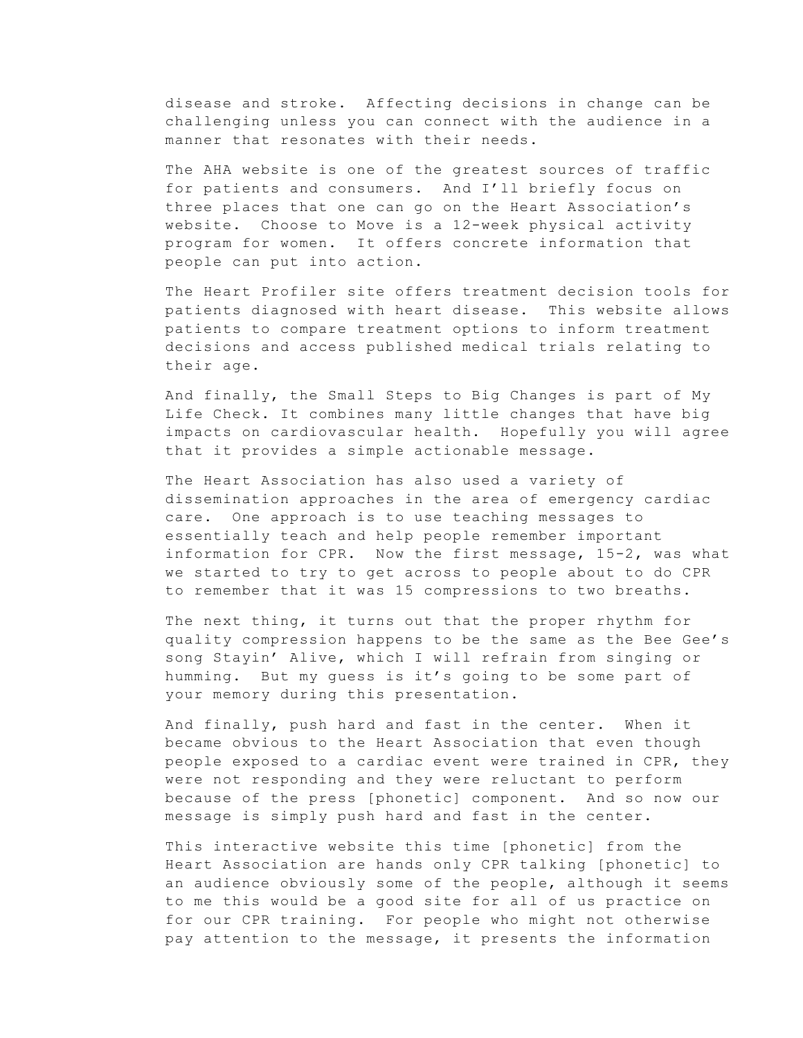disease and stroke. Affecting decisions in change can be challenging unless you can connect with the audience in a manner that resonates with their needs.

The AHA website is one of the greatest sources of traffic for patients and consumers. And I'll briefly focus on three places that one can go on the Heart Association's website. Choose to Move is a 12-week physical activity program for women. It offers concrete information that people can put into action.

The Heart Profiler site offers treatment decision tools for patients diagnosed with heart disease. This website allows patients to compare treatment options to inform treatment decisions and access published medical trials relating to their age.

And finally, the Small Steps to Big Changes is part of My Life Check. It combines many little changes that have big impacts on cardiovascular health. Hopefully you will agree that it provides a simple actionable message.

The Heart Association has also used a variety of dissemination approaches in the area of emergency cardiac care. One approach is to use teaching messages to essentially teach and help people remember important information for CPR. Now the first message, 15-2, was what we started to try to get across to people about to do CPR to remember that it was 15 compressions to two breaths.

The next thing, it turns out that the proper rhythm for quality compression happens to be the same as the Bee Gee's song Stayin' Alive, which I will refrain from singing or humming. But my guess is it's going to be some part of your memory during this presentation.

And finally, push hard and fast in the center. When it became obvious to the Heart Association that even though people exposed to a cardiac event were trained in CPR, they were not responding and they were reluctant to perform because of the press [phonetic] component. And so now our message is simply push hard and fast in the center.

This interactive website this time [phonetic] from the Heart Association are hands only CPR talking [phonetic] to an audience obviously some of the people, although it seems to me this would be a good site for all of us practice on for our CPR training. For people who might not otherwise pay attention to the message, it presents the information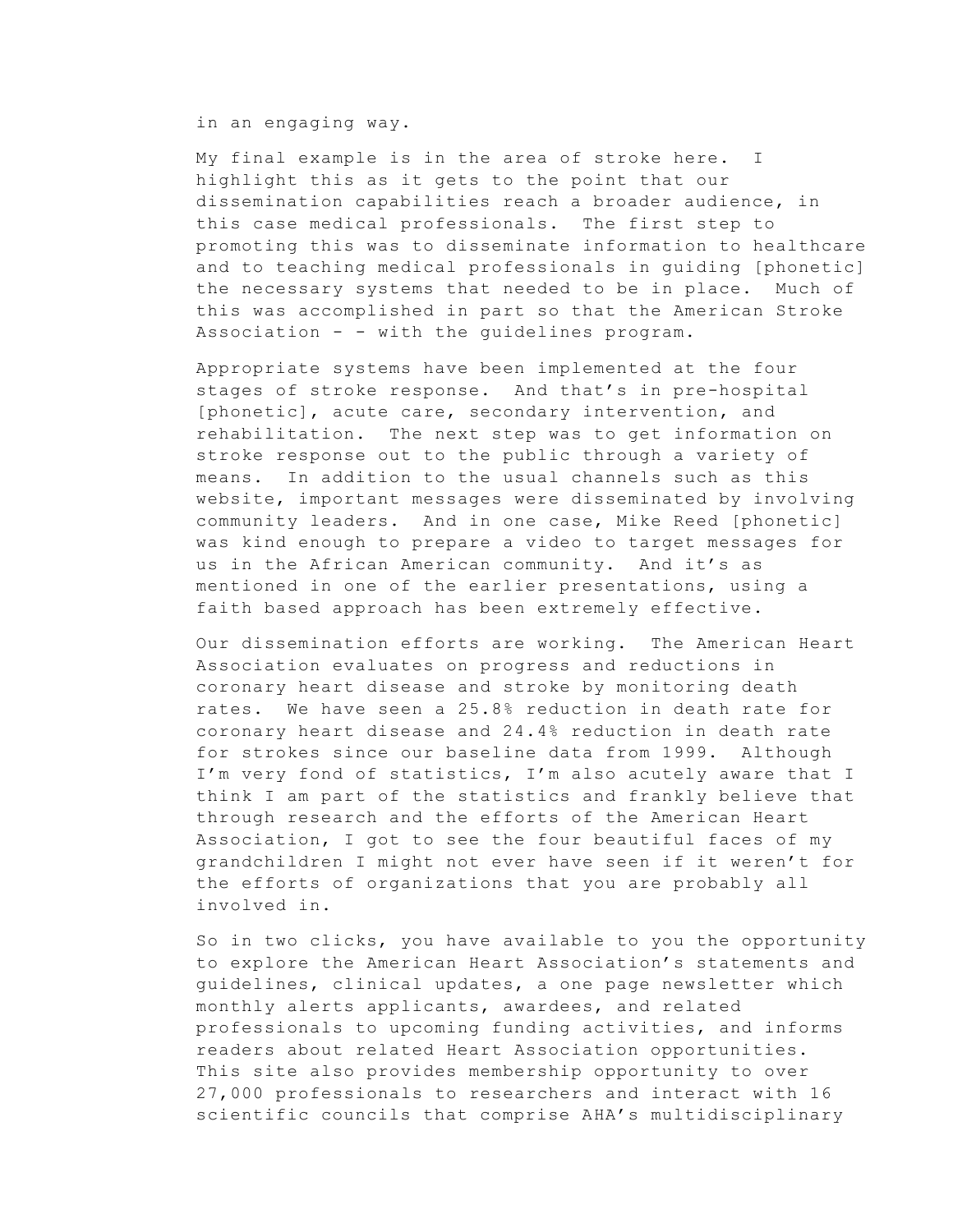in an engaging way.

My final example is in the area of stroke here. I highlight this as it gets to the point that our dissemination capabilities reach a broader audience, in this case medical professionals. The first step to promoting this was to disseminate information to healthcare and to teaching medical professionals in guiding [phonetic] the necessary systems that needed to be in place. Much of this was accomplished in part so that the American Stroke Association - - with the guidelines program.

Appropriate systems have been implemented at the four stages of stroke response. And that's in pre-hospital [phonetic], acute care, secondary intervention, and rehabilitation. The next step was to get information on stroke response out to the public through a variety of means. In addition to the usual channels such as this website, important messages were disseminated by involving community leaders. And in one case, Mike Reed [phonetic] was kind enough to prepare a video to target messages for us in the African American community. And it's as mentioned in one of the earlier presentations, using a faith based approach has been extremely effective.

Our dissemination efforts are working. The American Heart Association evaluates on progress and reductions in coronary heart disease and stroke by monitoring death rates. We have seen a 25.8% reduction in death rate for coronary heart disease and 24.4% reduction in death rate for strokes since our baseline data from 1999. Although I'm very fond of statistics, I'm also acutely aware that I think I am part of the statistics and frankly believe that through research and the efforts of the American Heart Association, I got to see the four beautiful faces of my grandchildren I might not ever have seen if it weren't for the efforts of organizations that you are probably all involved in.

So in two clicks, you have available to you the opportunity to explore the American Heart Association's statements and guidelines, clinical updates, a one page newsletter which monthly alerts applicants, awardees, and related professionals to upcoming funding activities, and informs readers about related Heart Association opportunities. This site also provides membership opportunity to over 27,000 professionals to researchers and interact with 16 scientific councils that comprise AHA's multidisciplinary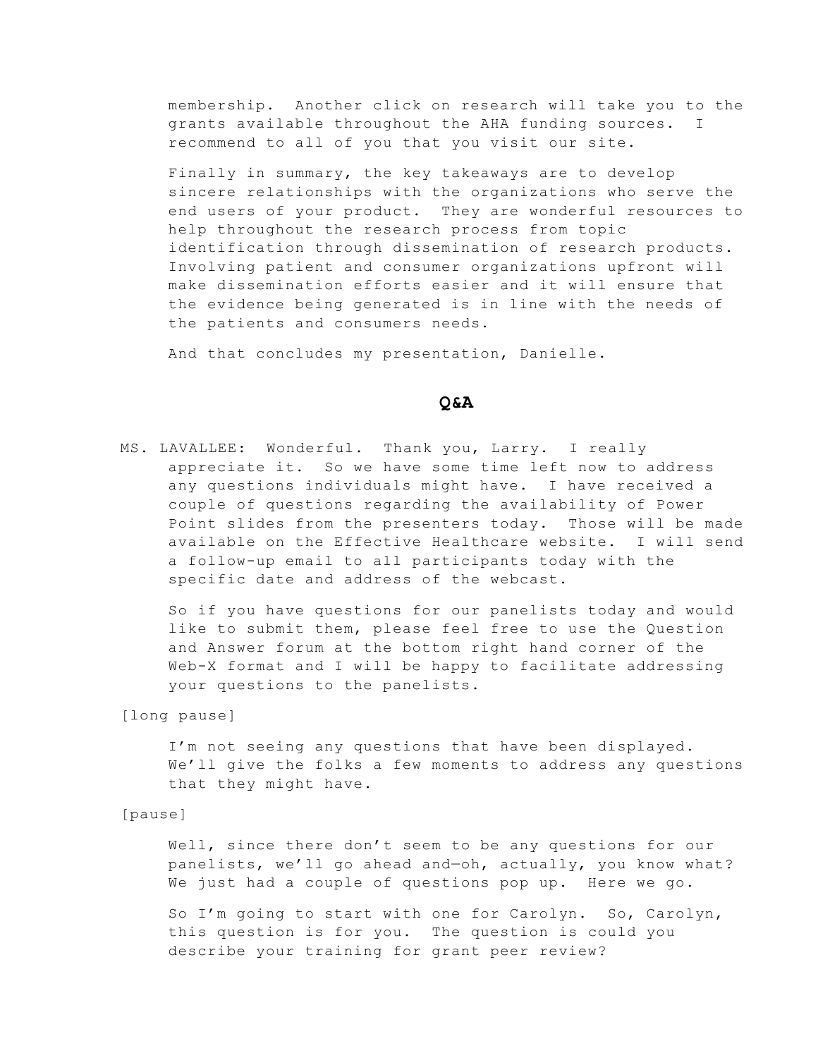membership. Another click on research will take you to the grants available throughout the AHA funding sources. I recommend to all of you that you visit our site.

Finally in summary, the key takeaways are to develop sincere relationships with the organizations who serve the end users of your product. They are wonderful resources to help throughout the research process from topic identification through dissemination of research products. Involving patient and consumer organizations upfront will make dissemination efforts easier and it will ensure that the evidence being generated is in line with the needs of the patients and consumers needs.

And that concludes my presentation, Danielle.

## Q&A

MS. LAVALLEE: Wonderful. Thank you, Larry. I really appreciate it. So we have some time left now to address any questions individuals might have. I have received a couple of questions regarding the availability of Power Point slides from the presenters today. Those will be made available on the Effective Healthcare website. I will send a follow-up email to all participants today with the specific date and address of the webcast.

So if you have questions for our panelists today and would like to submit them, please feel free to use the Question and Answer forum at the bottom right hand corner of the Web-X format and I will be happy to facilitate addressing your questions to the panelists.

[long pause]

I'm not seeing any questions that have been displayed. We'll give the folks a few moments to address any questions that they might have.

[pause]

Well, since there don't seem to be any questions for our panelists, we'll go ahead and—oh, actually, you know what? We just had a couple of questions pop up. Here we go.

So I'm going to start with one for Carolyn. So, Carolyn, this question is for you. The question is could you describe your training for grant peer review?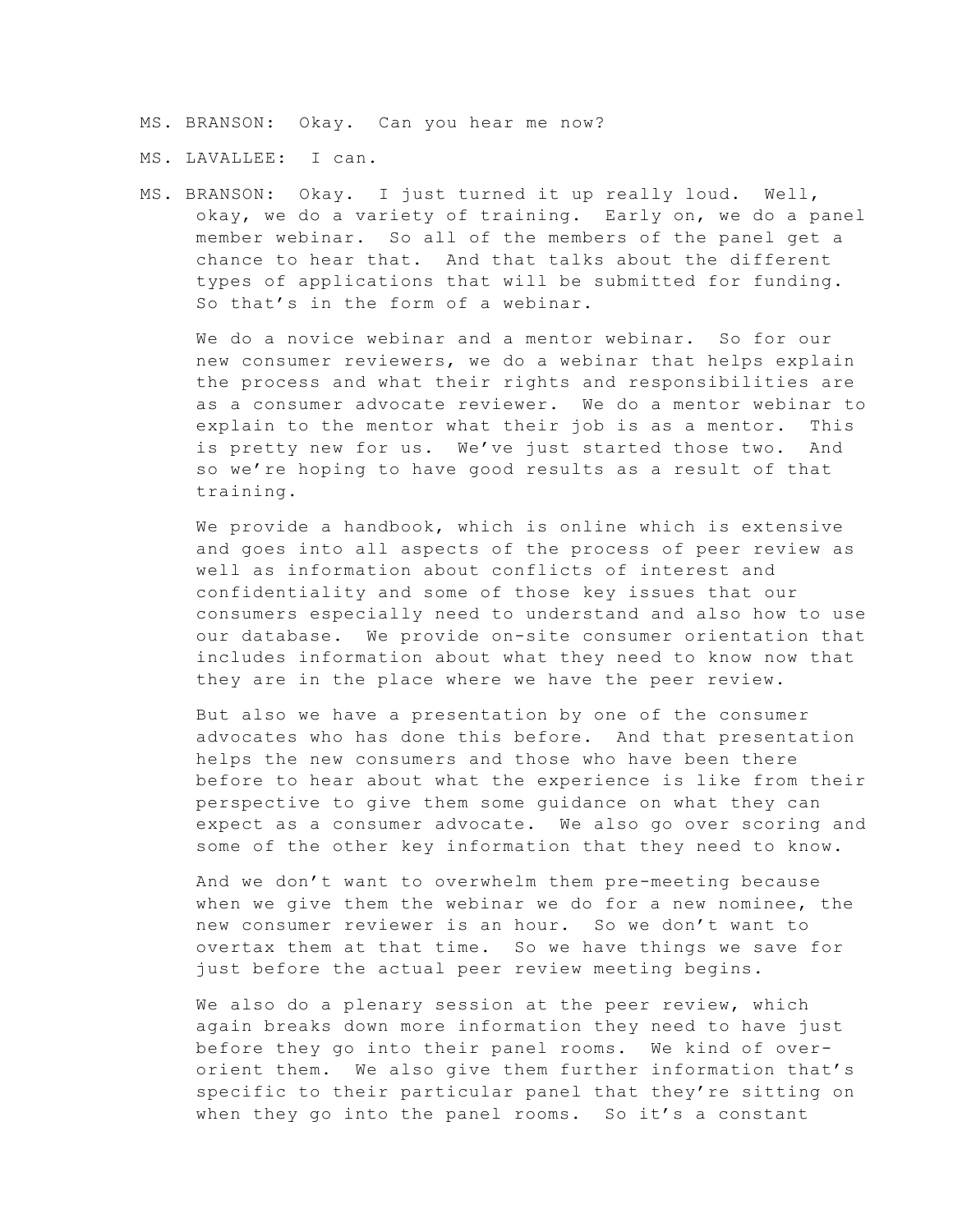MS. BRANSON: Okay. Can you hear me now?

MS. LAVALLEE: I can.

MS. BRANSON: Okay. I just turned it up really loud. Well, okay, we do a variety of training. Early on, we do a panel member webinar. So all of the members of the panel get a chance to hear that. And that talks about the different types of applications that will be submitted for funding. So that's in the form of a webinar.

We do a novice webinar and a mentor webinar. So for our new consumer reviewers, we do a webinar that helps explain the process and what their rights and responsibilities are as a consumer advocate reviewer. We do a mentor webinar to explain to the mentor what their job is as a mentor. This is pretty new for us. We've just started those two. And so we're hoping to have good results as a result of that training.

We provide a handbook, which is online which is extensive and goes into all aspects of the process of peer review as well as information about conflicts of interest and confidentiality and some of those key issues that our consumers especially need to understand and also how to use our database. We provide on-site consumer orientation that includes information about what they need to know now that they are in the place where we have the peer review.

But also we have a presentation by one of the consumer advocates who has done this before. And that presentation helps the new consumers and those who have been there before to hear about what the experience is like from their perspective to give them some guidance on what they can expect as a consumer advocate. We also go over scoring and some of the other key information that they need to know.

And we don't want to overwhelm them pre-meeting because when we give them the webinar we do for a new nominee, the new consumer reviewer is an hour. So we don't want to overtax them at that time. So we have things we save for just before the actual peer review meeting begins.

We also do a plenary session at the peer review, which again breaks down more information they need to have just before they go into their panel rooms. We kind of over-orient them. We also give them further information that's specific to their particular panel that they're sitting on when they go into the panel rooms. So it's a constant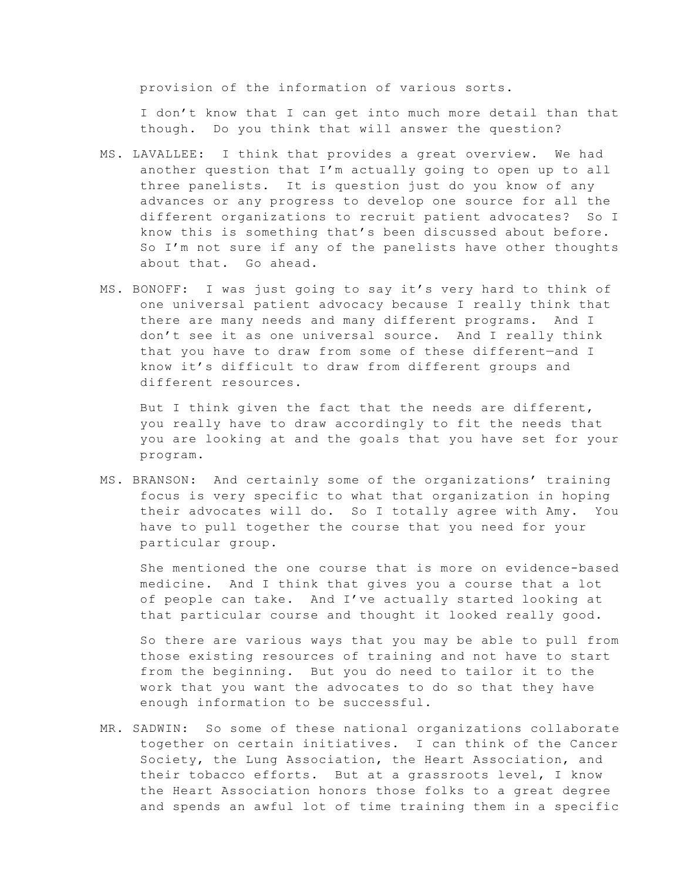provision of the information of various sorts.

I don't know that I can get into much more detail than that though. Do you think that will answer the question?

MS. LAVALLEE: I think that provides a great overview. We had another question that I'm actually going to open up to all three panelists. It is question just do you know of any advances or any progress to develop one source for all the different organizations to recruit patient advocates? So I know this is something that's been discussed about before. So I'm not sure if any of the panelists have other thoughts about that. Go ahead.

MS. BONOFF: I was just going to say it's very hard to think of one universal patient advocacy because I really think that there are many needs and many different programs. And I don't see it as one universal source. And I really think that you have to draw from some of these different—and I know it's difficult to draw from different groups and different resources.

But I think given the fact that the needs are different, you really have to draw accordingly to fit the needs that you are looking at and the goals that you have set for your program.

MS. BRANSON: And certainly some of the organizations' training focus is very specific to what that organization in hoping their advocates will do. So I totally agree with Amy. You have to pull together the course that you need for your particular group.

She mentioned the one course that is more on evidence-based medicine. And I think that gives you a course that a lot of people can take. And I've actually started looking at that particular course and thought it looked really good.

So there are various ways that you may be able to pull from those existing resources of training and not have to start from the beginning. But you do need to tailor it to the work that you want the advocates to do so that they have enough information to be successful.

MR. SADWIN: So some of these national organizations collaborate together on certain initiatives. I can think of the Cancer Society, the Lung Association, the Heart Association, and their tobacco efforts. But at a grassroots level, I know the Heart Association honors those folks to a great degree and spends an awful lot of time training them in a specific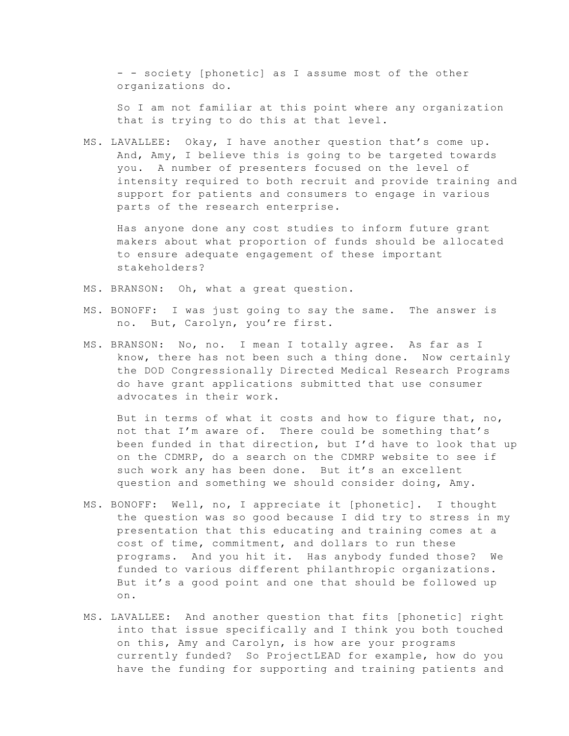- - society [phonetic] as I assume most of the other organizations do.

So I am not familiar at this point where any organization that is trying to do this at that level.

MS. LAVALLEE: Okay, I have another question that's come up. And, Amy, I believe this is going to be targeted towards you. A number of presenters focused on the level of intensity required to both recruit and provide training and support for patients and consumers to engage in various parts of the research enterprise.

Has anyone done any cost studies to inform future grant makers about what proportion of funds should be allocated to ensure adequate engagement of these important stakeholders?

MS. BRANSON: Oh, what a great question.

MS. BONOFF: I was just going to say the same. The answer is no. But, Carolyn, you're first.

MS. BRANSON: No, no. I mean I totally agree. As far as I know, there has not been such a thing done. Now certainly the DOD Congressionally Directed Medical Research Programs do have grant applications submitted that use consumer advocates in their work.

But in terms of what it costs and how to figure that, no, not that I'm aware of. There could be something that's been funded in that direction, but I'd have to look that up on the CDMRP, do a search on the CDMRP website to see if such work any has been done. But it's an excellent question and something we should consider doing, Amy.

MS. BONOFF: Well, no, I appreciate it [phonetic]. I thought the question was so good because I did try to stress in my presentation that this educating and training comes at a cost of time, commitment, and dollars to run these programs. And you hit it. Has anybody funded those? We funded to various different philanthropic organizations. But it's a good point and one that should be followed up on.

MS. LAVALLEE: And another question that fits [phonetic] right into that issue specifically and I think you both touched on this, Amy and Carolyn, is how are your programs currently funded? So ProjectLEAD for example, how do you have the funding for supporting and training patients and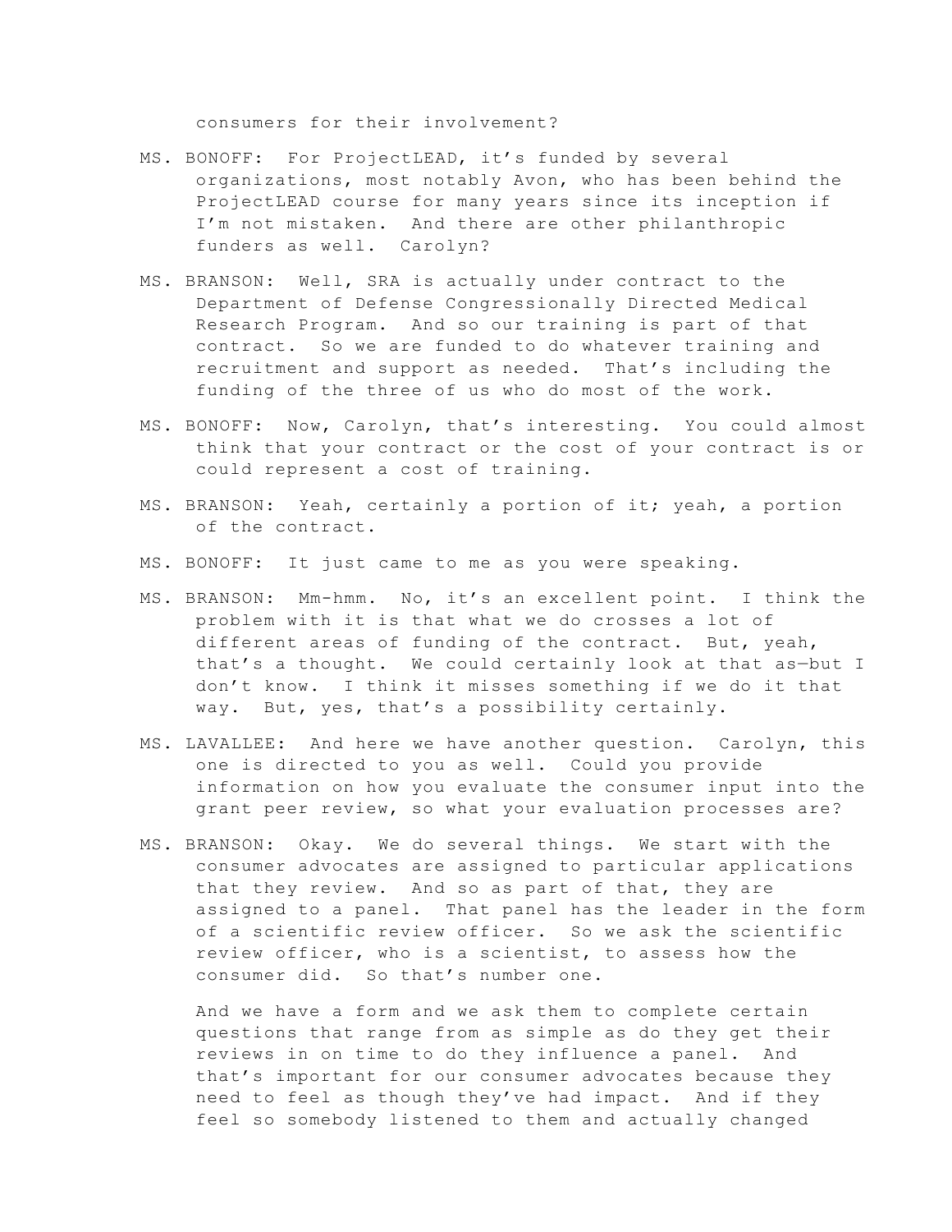consumers for their involvement?

MS. BONOFF: For ProjectLEAD, it's funded by several organizations, most notably Avon, who has been behind the ProjectLEAD course for many years since its inception if I'm not mistaken. And there are other philanthropic funders as well. Carolyn?

MS. BRANSON: Well, SRA is actually under contract to the Department of Defense Congressionally Directed Medical Research Program. And so our training is part of that contract. So we are funded to do whatever training and recruitment and support as needed. That's including the funding of the three of us who do most of the work.

MS. BONOFF: Now, Carolyn, that's interesting. You could almost think that your contract or the cost of your contract is or could represent a cost of training.

MS. BRANSON: Yeah, certainly a portion of it; yeah, a portion of the contract.

MS. BONOFF: It just came to me as you were speaking.

MS. BRANSON: Mm-hmm. No, it's an excellent point. I think the problem with it is that what we do crosses a lot of different areas of funding of the contract. But, yeah, that's a thought. We could certainly look at that as—but I don't know. I think it misses something if we do it that way. But, yes, that's a possibility certainly.

MS. LAVALLEE: And here we have another question. Carolyn, this one is directed to you as well. Could you provide information on how you evaluate the consumer input into the grant peer review, so what your evaluation processes are?

MS. BRANSON: Okay. We do several things. We start with the consumer advocates are assigned to particular applications that they review. And so as part of that, they are assigned to a panel. That panel has the leader in the form of a scientific review officer. So we ask the scientific review officer, who is a scientist, to assess how the consumer did. So that's number one.

And we have a form and we ask them to complete certain questions that range from as simple as do they get their reviews in on time to do they influence a panel. And that's important for our consumer advocates because they need to feel as though they've had impact. And if they feel so somebody listened to them and actually changed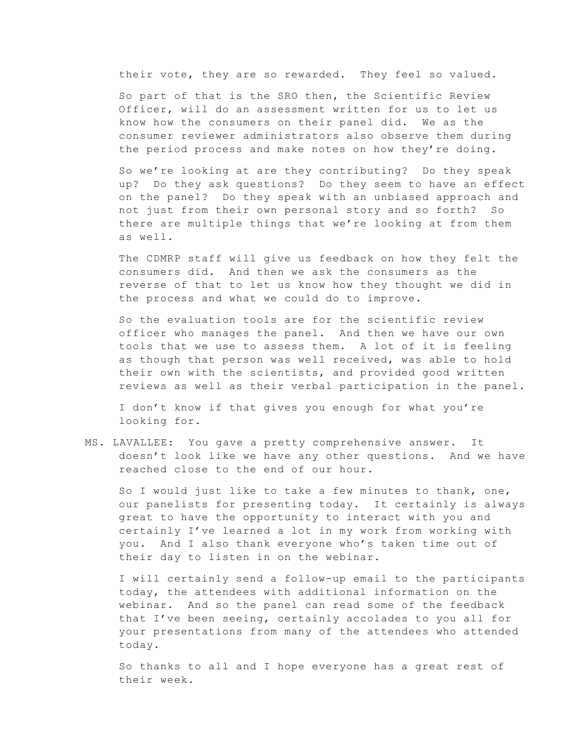their vote, they are so rewarded. They feel so valued.

So part of that is the SRO then, the Scientific Review Officer, will do an assessment written for us to let us know how the consumers on their panel did. We as the consumer reviewer administrators also observe them during the period process and make notes on how they're doing.

So we're looking at are they contributing? Do they speak up? Do they ask questions? Do they seem to have an effect on the panel? Do they speak with an unbiased approach and not just from their own personal story and so forth? So there are multiple things that we're looking at from them as well.

The CDMRP staff will give us feedback on how they felt the consumers did. And then we ask the consumers as the reverse of that to let us know how they thought we did in the process and what we could do to improve.

So the evaluation tools are for the scientific review officer who manages the panel. And then we have our own tools that we use to assess them. A lot of it is feeling as though that person was well received, was able to hold their own with the scientists, and provided good written reviews as well as their verbal participation in the panel.

I don't know if that gives you enough for what you're looking for.

MS. LAVALLEE: You gave a pretty comprehensive answer. It doesn't look like we have any other questions. And we have reached close to the end of our hour.

So I would just like to take a few minutes to thank, one, our panelists for presenting today. It certainly is always great to have the opportunity to interact with you and certainly I've learned a lot in my work from working with you. And I also thank everyone who's taken time out of their day to listen in on the webinar.

I will certainly send a follow-up email to the participants today, the attendees with additional information on the webinar. And so the panel can read some of the feedback that I've been seeing, certainly accolades to you all for your presentations from many of the attendees who attended today.

So thanks to all and I hope everyone has a great rest of their week.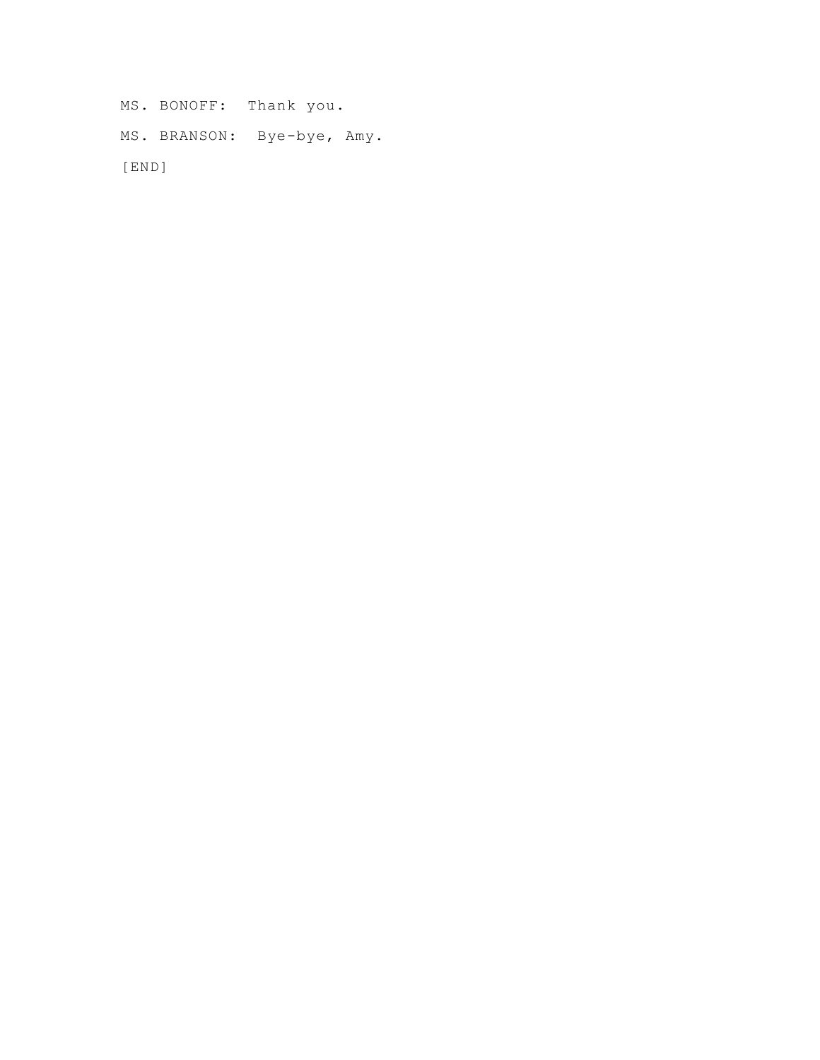MS. BONOFF: Thank you.

MS. BRANSON: Bye-bye, Amy.

[END]